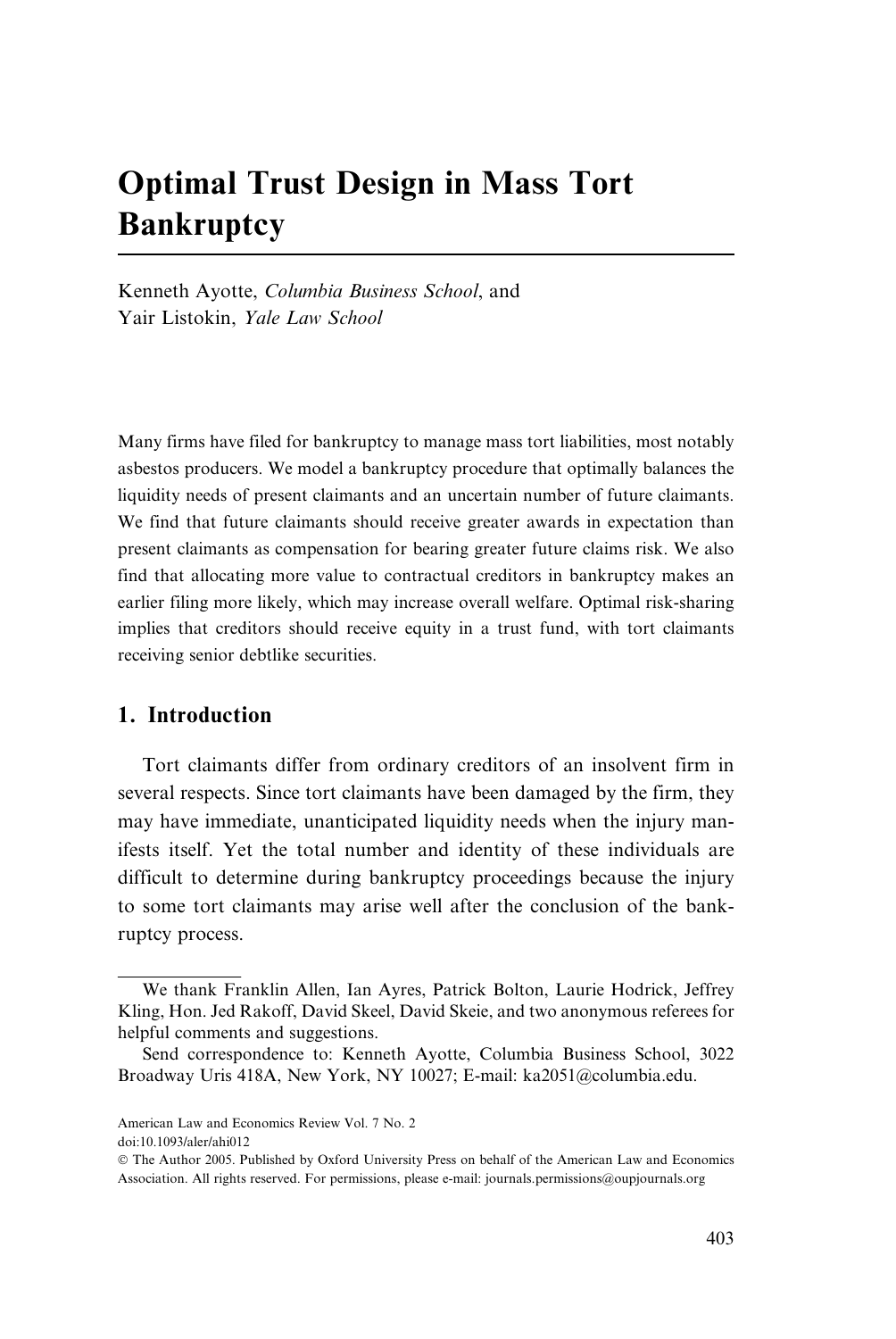# Optimal Trust Design in Mass Tort Bankruptcy

Kenneth Ayotte, *Columbia Business School*, and
Yair Listokin, *Yale Law School*

Many firms have filed for bankruptcy to manage mass tort liabilities, most notably asbestos producers. We model a bankruptcy procedure that optimally balances the liquidity needs of present claimants and an uncertain number of future claimants. We find that future claimants should receive greater awards in expectation than present claimants as compensation for bearing greater future claims risk. We also find that allocating more value to contractual creditors in bankruptcy makes an earlier filing more likely, which may increase overall welfare. Optimal risk-sharing implies that creditors should receive equity in a trust fund, with tort claimants receiving senior debtlike securities.

## 1. Introduction

Tort claimants differ from ordinary creditors of an insolvent firm in several respects. Since tort claimants have been damaged by the firm, they may have immediate, unanticipated liquidity needs when the injury manifests itself. Yet the total number and identity of these individuals are difficult to determine during bankruptcy proceedings because the injury to some tort claimants may arise well after the conclusion of the bankruptcy process.

---

We thank Franklin Allen, Ian Ayres, Patrick Bolton, Laurie Hodrick, Jeffrey Kling, Hon. Jed Rakoff, David Skeel, David Skeie, and two anonymous referees for helpful comments and suggestions.

Send correspondence to: Kenneth Ayotte, Columbia Business School, 3022 Broadway Uris 418A, New York, NY 10027; E-mail: ka2051@columbia.edu.

American Law and Economics Review Vol. 7 No. 2
doi:10.1093/aler/ahi012
© The Author 2005. Published by Oxford University Press on behalf of the American Law and Economics Association. All rights reserved. For permissions, please e-mail: journals.permissions@oupjournals.org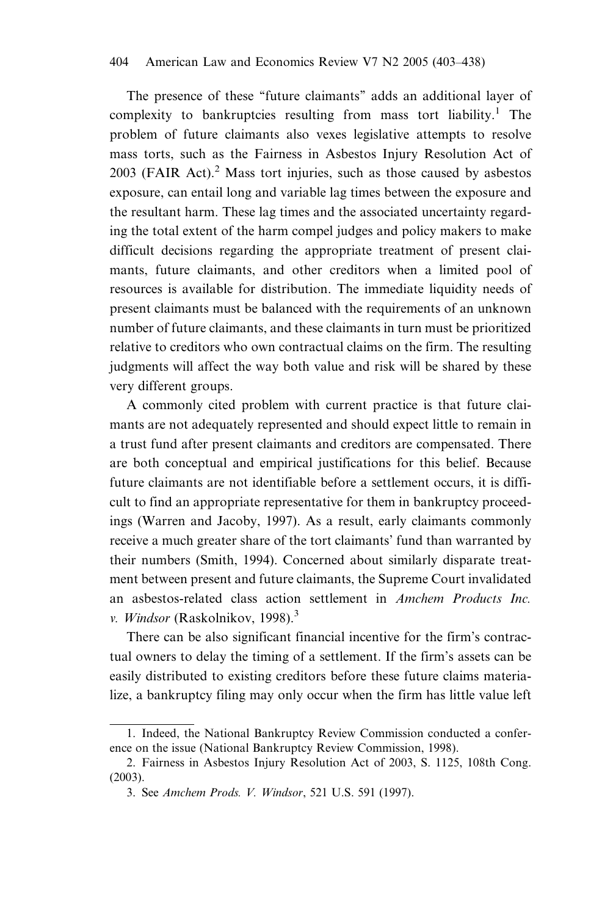The presence of these "future claimants" adds an additional layer of complexity to bankruptcies resulting from mass tort liability.[1] The problem of future claimants also vexes legislative attempts to resolve mass torts, such as the Fairness in Asbestos Injury Resolution Act of 2003 (FAIR Act).[2] Mass tort injuries, such as those caused by asbestos exposure, can entail long and variable lag times between the exposure and the resultant harm. These lag times and the associated uncertainty regarding the total extent of the harm compel judges and policy makers to make difficult decisions regarding the appropriate treatment of present claimants, future claimants, and other creditors when a limited pool of resources is available for distribution. The immediate liquidity needs of present claimants must be balanced with the requirements of an unknown number of future claimants, and these claimants in turn must be prioritized relative to creditors who own contractual claims on the firm. The resulting judgments will affect the way both value and risk will be shared by these very different groups.

A commonly cited problem with current practice is that future claimants are not adequately represented and should expect little to remain in a trust fund after present claimants and creditors are compensated. There are both conceptual and empirical justifications for this belief. Because future claimants are not identifiable before a settlement occurs, it is difficult to find an appropriate representative for them in bankruptcy proceedings (Warren and Jacoby, 1997). As a result, early claimants commonly receive a much greater share of the tort claimants' fund than warranted by their numbers (Smith, 1994). Concerned about similarly disparate treatment between present and future claimants, the Supreme Court invalidated an asbestos-related class action settlement in *Amchem Products Inc. v. Windsor* (Raskolnikov, 1998).[3]

There can be also significant financial incentive for the firm's contractual owners to delay the timing of a settlement. If the firm's assets can be easily distributed to existing creditors before these future claims materialize, a bankruptcy filing may only occur when the firm has little value left

---

1. Indeed, the National Bankruptcy Review Commission conducted a conference on the issue (National Bankruptcy Review Commission, 1998).

2. Fairness in Asbestos Injury Resolution Act of 2003, S. 1125, 108th Cong. (2003).

3. See *Amchem Prods. V. Windsor*, 521 U.S. 591 (1997).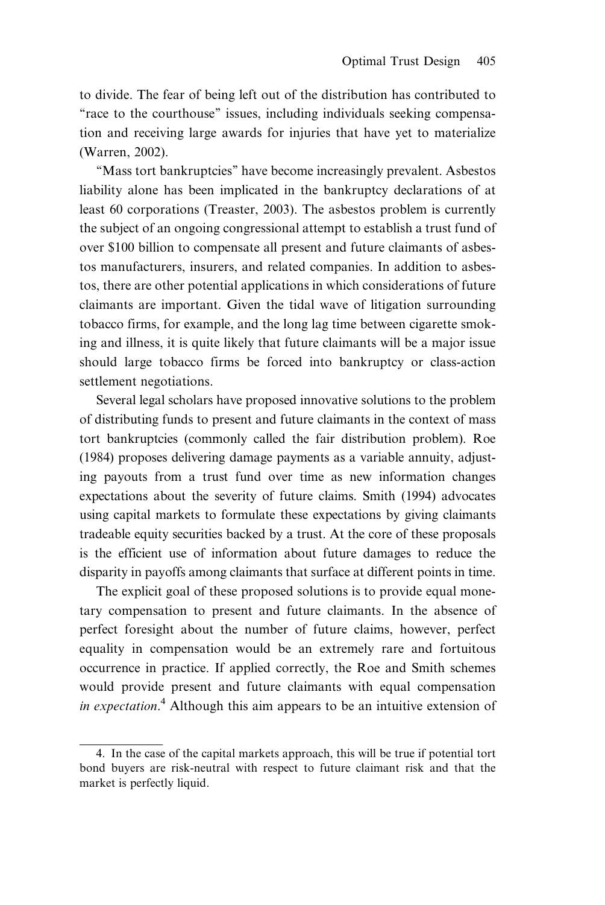to divide. The fear of being left out of the distribution has contributed to "race to the courthouse" issues, including individuals seeking compensation and receiving large awards for injuries that have yet to materialize (Warren, 2002).

"Mass tort bankruptcies" have become increasingly prevalent. Asbestos liability alone has been implicated in the bankruptcy declarations of at least 60 corporations (Treaster, 2003). The asbestos problem is currently the subject of an ongoing congressional attempt to establish a trust fund of over \$100 billion to compensate all present and future claimants of asbestos manufacturers, insurers, and related companies. In addition to asbestos, there are other potential applications in which considerations of future claimants are important. Given the tidal wave of litigation surrounding tobacco firms, for example, and the long lag time between cigarette smoking and illness, it is quite likely that future claimants will be a major issue should large tobacco firms be forced into bankruptcy or class-action settlement negotiations.

Several legal scholars have proposed innovative solutions to the problem of distributing funds to present and future claimants in the context of mass tort bankruptcies (commonly called the fair distribution problem). Roe (1984) proposes delivering damage payments as a variable annuity, adjusting payouts from a trust fund over time as new information changes expectations about the severity of future claims. Smith (1994) advocates using capital markets to formulate these expectations by giving claimants tradeable equity securities backed by a trust. At the core of these proposals is the efficient use of information about future damages to reduce the disparity in payoffs among claimants that surface at different points in time.

The explicit goal of these proposed solutions is to provide equal monetary compensation to present and future claimants. In the absence of perfect foresight about the number of future claims, however, perfect equality in compensation would be an extremely rare and fortuitous occurrence in practice. If applied correctly, the Roe and Smith schemes would provide present and future claimants with equal compensation *in expectation*.[4] Although this aim appears to be an intuitive extension of

4. In the case of the capital markets approach, this will be true if potential tort bond buyers are risk-neutral with respect to future claimant risk and that the market is perfectly liquid.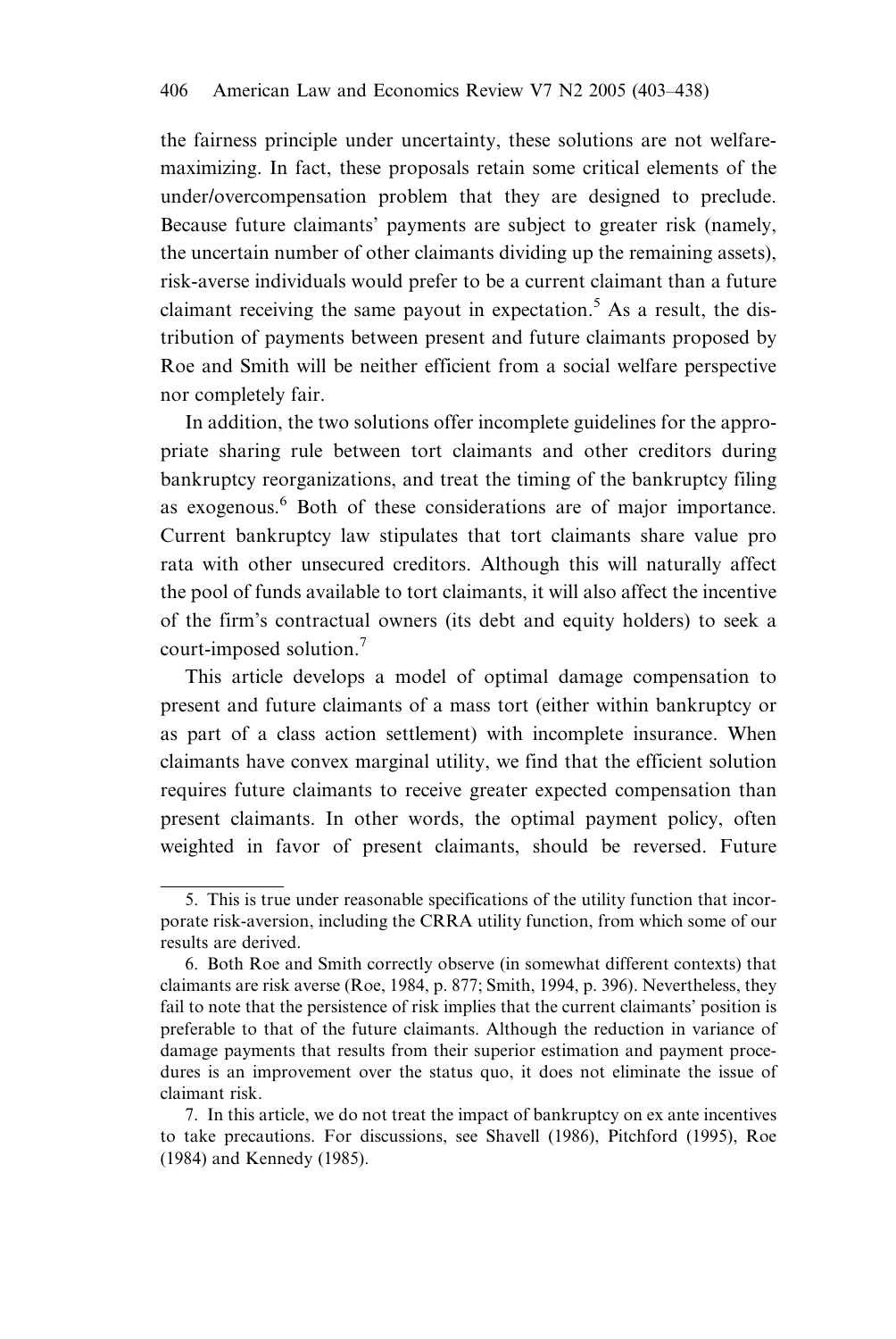the fairness principle under uncertainty, these solutions are not welfare-maximizing. In fact, these proposals retain some critical elements of the under/overcompensation problem that they are designed to preclude. Because future claimants' payments are subject to greater risk (namely, the uncertain number of other claimants dividing up the remaining assets), risk-averse individuals would prefer to be a current claimant than a future claimant receiving the same payout in expectation.[5] As a result, the distribution of payments between present and future claimants proposed by Roe and Smith will be neither efficient from a social welfare perspective nor completely fair.

In addition, the two solutions offer incomplete guidelines for the appropriate sharing rule between tort claimants and other creditors during bankruptcy reorganizations, and treat the timing of the bankruptcy filing as exogenous.[6] Both of these considerations are of major importance. Current bankruptcy law stipulates that tort claimants share value pro rata with other unsecured creditors. Although this will naturally affect the pool of funds available to tort claimants, it will also affect the incentive of the firm's contractual owners (its debt and equity holders) to seek a court-imposed solution.[7]

This article develops a model of optimal damage compensation to present and future claimants of a mass tort (either within bankruptcy or as part of a class action settlement) with incomplete insurance. When claimants have convex marginal utility, we find that the efficient solution requires future claimants to receive greater expected compensation than present claimants. In other words, the optimal payment policy, often weighted in favor of present claimants, should be reversed. Future

5. This is true under reasonable specifications of the utility function that incorporate risk-aversion, including the CRRA utility function, from which some of our results are derived.

6. Both Roe and Smith correctly observe (in somewhat different contexts) that claimants are risk averse (Roe, 1984, p. 877; Smith, 1994, p. 396). Nevertheless, they fail to note that the persistence of risk implies that the current claimants' position is preferable to that of the future claimants. Although the reduction in variance of damage payments that results from their superior estimation and payment procedures is an improvement over the status quo, it does not eliminate the issue of claimant risk.

7. In this article, we do not treat the impact of bankruptcy on ex ante incentives to take precautions. For discussions, see Shavell (1986), Pitchford (1995), Roe (1984) and Kennedy (1985).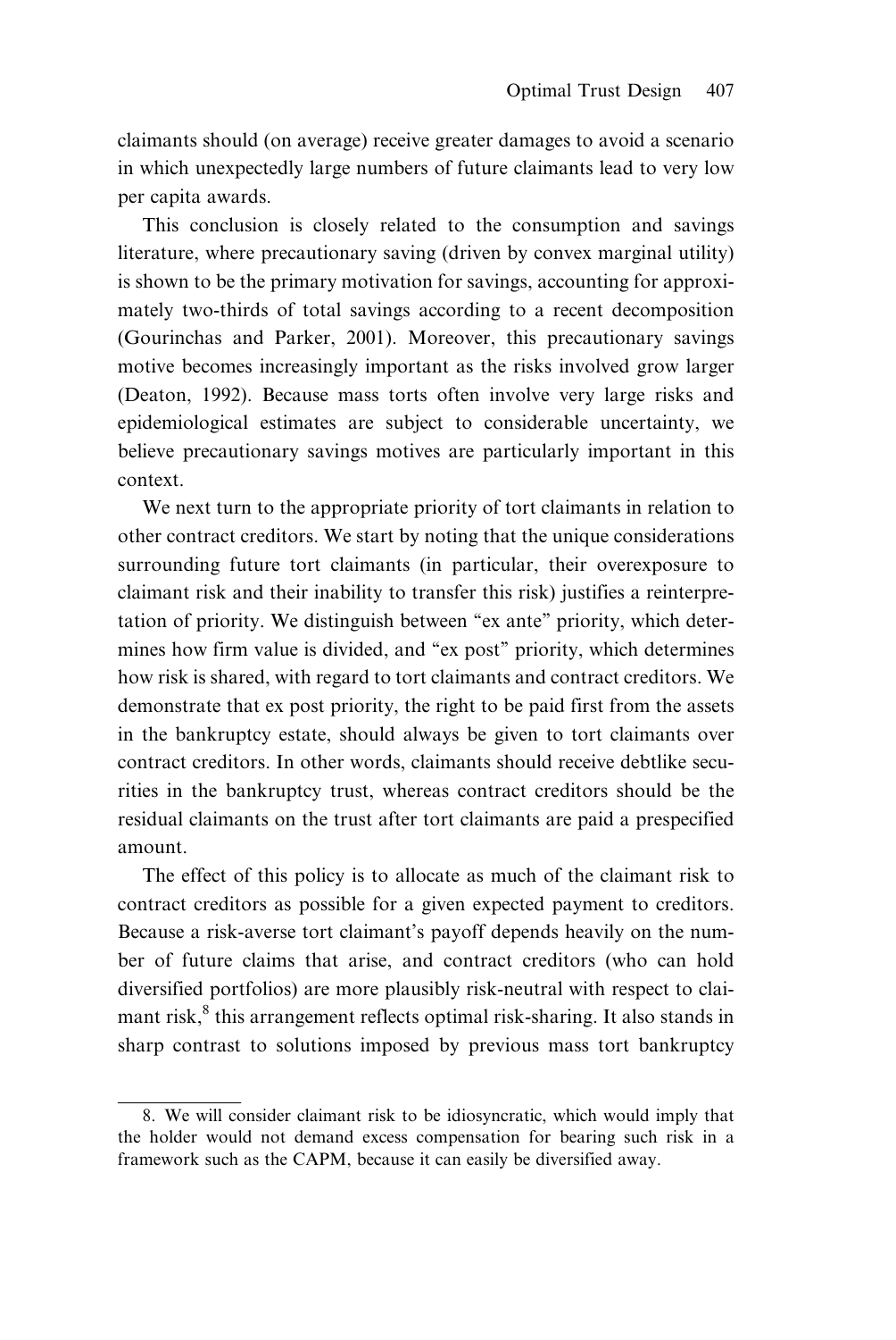claimants should (on average) receive greater damages to avoid a scenario in which unexpectedly large numbers of future claimants lead to very low per capita awards.

This conclusion is closely related to the consumption and savings literature, where precautionary saving (driven by convex marginal utility) is shown to be the primary motivation for savings, accounting for approximately two-thirds of total savings according to a recent decomposition (Gourinchas and Parker, 2001). Moreover, this precautionary savings motive becomes increasingly important as the risks involved grow larger (Deaton, 1992). Because mass torts often involve very large risks and epidemiological estimates are subject to considerable uncertainty, we believe precautionary savings motives are particularly important in this context.

We next turn to the appropriate priority of tort claimants in relation to other contract creditors. We start by noting that the unique considerations surrounding future tort claimants (in particular, their overexposure to claimant risk and their inability to transfer this risk) justifies a reinterpretation of priority. We distinguish between "ex ante" priority, which determines how firm value is divided, and "ex post" priority, which determines how risk is shared, with regard to tort claimants and contract creditors. We demonstrate that ex post priority, the right to be paid first from the assets in the bankruptcy estate, should always be given to tort claimants over contract creditors. In other words, claimants should receive debtlike securities in the bankruptcy trust, whereas contract creditors should be the residual claimants on the trust after tort claimants are paid a prespecified amount.

The effect of this policy is to allocate as much of the claimant risk to contract creditors as possible for a given expected payment to creditors. Because a risk-averse tort claimant's payoff depends heavily on the number of future claims that arise, and contract creditors (who can hold diversified portfolios) are more plausibly risk-neutral with respect to claimant risk,[8] this arrangement reflects optimal risk-sharing. It also stands in sharp contrast to solutions imposed by previous mass tort bankruptcy

8. We will consider claimant risk to be idiosyncratic, which would imply that the holder would not demand excess compensation for bearing such risk in a framework such as the CAPM, because it can easily be diversified away.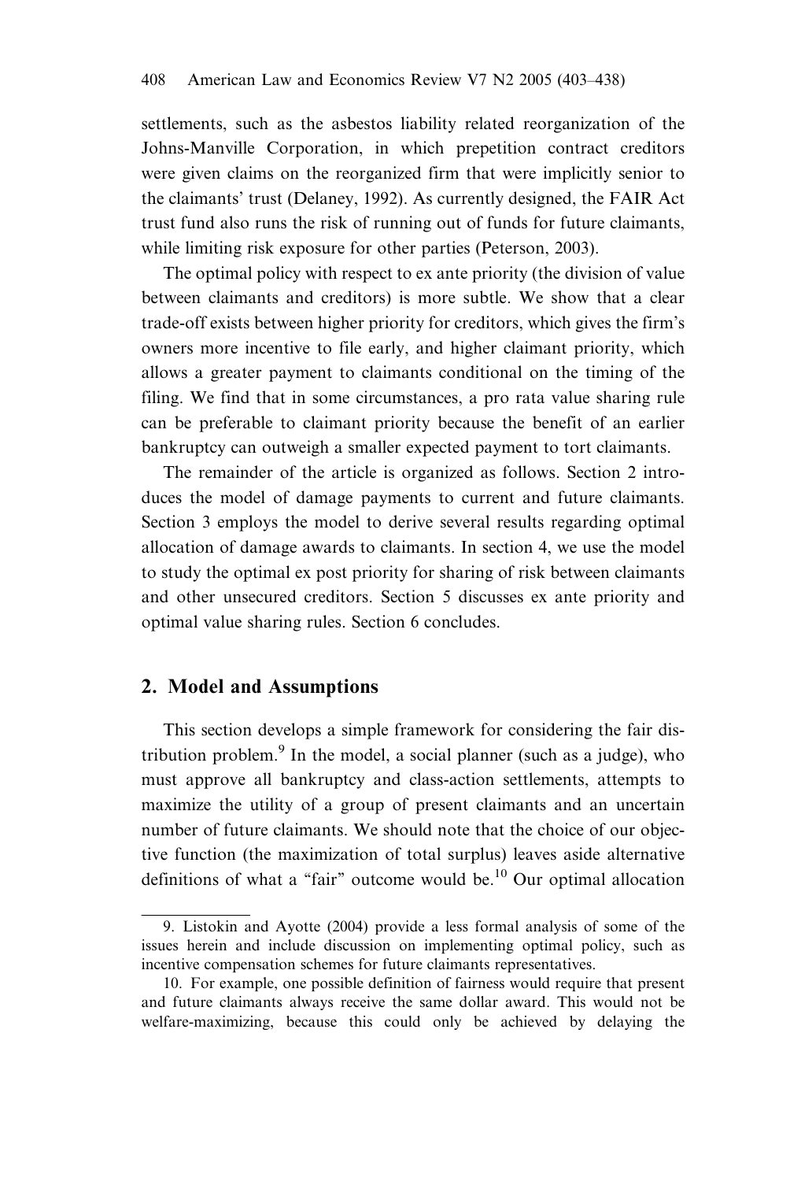settlements, such as the asbestos liability related reorganization of the Johns-Manville Corporation, in which prepetition contract creditors were given claims on the reorganized firm that were implicitly senior to the claimants' trust (Delaney, 1992). As currently designed, the FAIR Act trust fund also runs the risk of running out of funds for future claimants, while limiting risk exposure for other parties (Peterson, 2003).

The optimal policy with respect to ex ante priority (the division of value between claimants and creditors) is more subtle. We show that a clear trade-off exists between higher priority for creditors, which gives the firm's owners more incentive to file early, and higher claimant priority, which allows a greater payment to claimants conditional on the timing of the filing. We find that in some circumstances, a pro rata value sharing rule can be preferable to claimant priority because the benefit of an earlier bankruptcy can outweigh a smaller expected payment to tort claimants.

The remainder of the article is organized as follows. Section 2 introduces the model of damage payments to current and future claimants. Section 3 employs the model to derive several results regarding optimal allocation of damage awards to claimants. In section 4, we use the model to study the optimal ex post priority for sharing of risk between claimants and other unsecured creditors. Section 5 discusses ex ante priority and optimal value sharing rules. Section 6 concludes.

## 2. Model and Assumptions

This section develops a simple framework for considering the fair distribution problem.[9] In the model, a social planner (such as a judge), who must approve all bankruptcy and class-action settlements, attempts to maximize the utility of a group of present claimants and an uncertain number of future claimants. We should note that the choice of our objective function (the maximization of total surplus) leaves aside alternative definitions of what a "fair" outcome would be.[10] Our optimal allocation

---

9. Listokin and Ayotte (2004) provide a less formal analysis of some of the issues herein and include discussion on implementing optimal policy, such as incentive compensation schemes for future claimants representatives.

10. For example, one possible definition of fairness would require that present and future claimants always receive the same dollar award. This would not be welfare-maximizing, because this could only be achieved by delaying the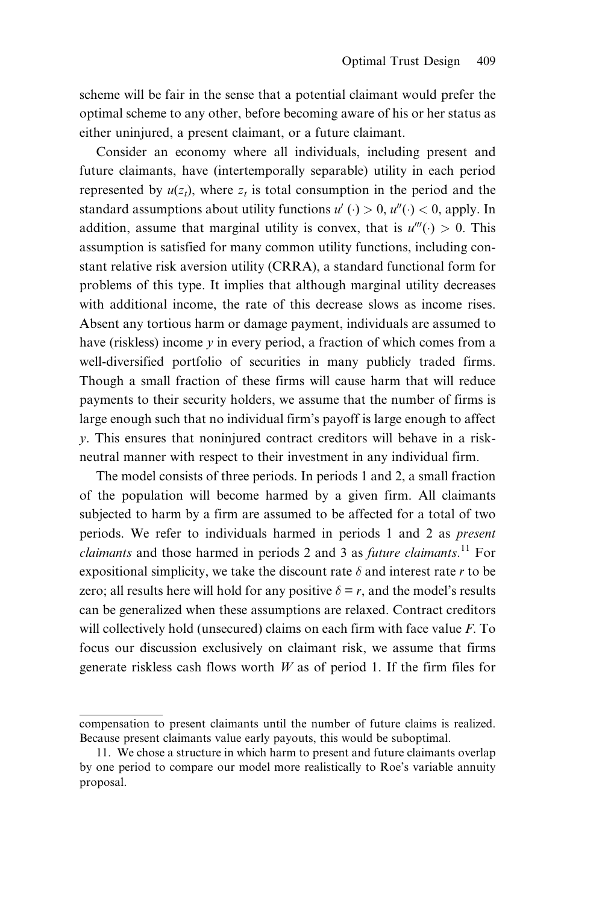scheme will be fair in the sense that a potential claimant would prefer the optimal scheme to any other, before becoming aware of his or her status as either uninjured, a present claimant, or a future claimant.

Consider an economy where all individuals, including present and future claimants, have (intertemporally separable) utility in each period represented by $u(z_t)$, where $z_t$ is total consumption in the period and the standard assumptions about utility functions $u'(\cdot) > 0$, $u''(\cdot) < 0$, apply. In addition, assume that marginal utility is convex, that is $u'''(\cdot) > 0$. This assumption is satisfied for many common utility functions, including constant relative risk aversion utility (CRRA), a standard functional form for problems of this type. It implies that although marginal utility decreases with additional income, the rate of this decrease slows as income rises. Absent any tortious harm or damage payment, individuals are assumed to have (riskless) income $y$ in every period, a fraction of which comes from a well-diversified portfolio of securities in many publicly traded firms. Though a small fraction of these firms will cause harm that will reduce payments to their security holders, we assume that the number of firms is large enough such that no individual firm's payoff is large enough to affect $y$. This ensures that noninjured contract creditors will behave in a risk-neutral manner with respect to their investment in any individual firm.

The model consists of three periods. In periods 1 and 2, a small fraction of the population will become harmed by a given firm. All claimants subjected to harm by a firm are assumed to be affected for a total of two periods. We refer to individuals harmed in periods 1 and 2 as *present claimants* and those harmed in periods 2 and 3 as *future claimants*.[11] For expositional simplicity, we take the discount rate $\delta$ and interest rate $r$ to be zero; all results here will hold for any positive $\delta = r$, and the model's results can be generalized when these assumptions are relaxed. Contract creditors will collectively hold (unsecured) claims on each firm with face value $F$. To focus our discussion exclusively on claimant risk, we assume that firms generate riskless cash flows worth $W$ as of period 1. If the firm files for

---

compensation to present claimants until the number of future claims is realized. Because present claimants value early payouts, this would be suboptimal.

11. We chose a structure in which harm to present and future claimants overlap by one period to compare our model more realistically to Roe's variable annuity proposal.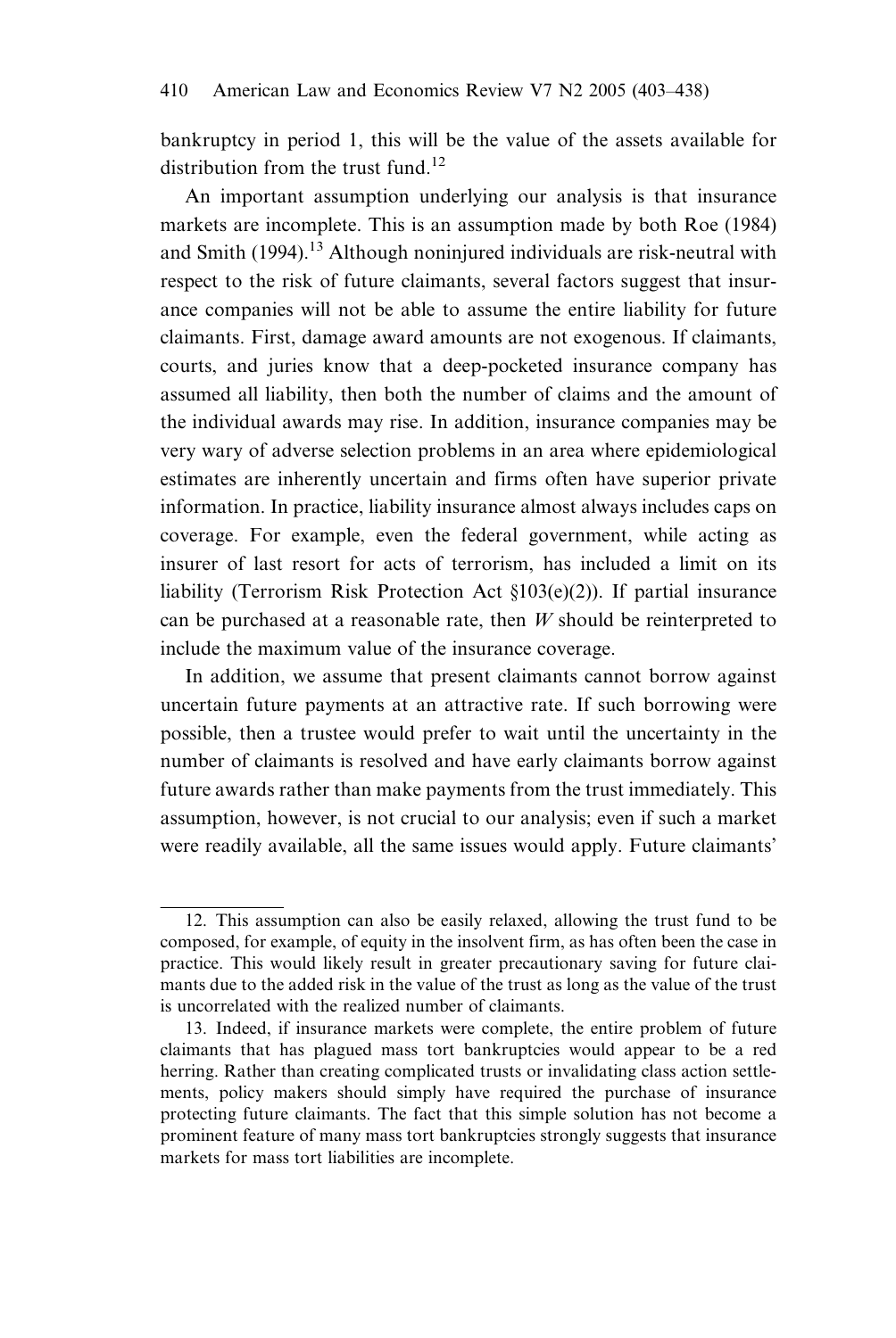bankruptcy in period 1, this will be the value of the assets available for distribution from the trust fund.[12]

An important assumption underlying our analysis is that insurance markets are incomplete. This is an assumption made by both Roe (1984) and Smith (1994).[13] Although noninjured individuals are risk-neutral with respect to the risk of future claimants, several factors suggest that insurance companies will not be able to assume the entire liability for future claimants. First, damage award amounts are not exogenous. If claimants, courts, and juries know that a deep-pocketed insurance company has assumed all liability, then both the number of claims and the amount of the individual awards may rise. In addition, insurance companies may be very wary of adverse selection problems in an area where epidemiological estimates are inherently uncertain and firms often have superior private information. In practice, liability insurance almost always includes caps on coverage. For example, even the federal government, while acting as insurer of last resort for acts of terrorism, has included a limit on its liability (Terrorism Risk Protection Act §103(e)(2)). If partial insurance can be purchased at a reasonable rate, then $W$ should be reinterpreted to include the maximum value of the insurance coverage.

In addition, we assume that present claimants cannot borrow against uncertain future payments at an attractive rate. If such borrowing were possible, then a trustee would prefer to wait until the uncertainty in the number of claimants is resolved and have early claimants borrow against future awards rather than make payments from the trust immediately. This assumption, however, is not crucial to our analysis; even if such a market were readily available, all the same issues would apply. Future claimants'

---

12. This assumption can also be easily relaxed, allowing the trust fund to be composed, for example, of equity in the insolvent firm, as has often been the case in practice. This would likely result in greater precautionary saving for future claimants due to the added risk in the value of the trust as long as the value of the trust is uncorrelated with the realized number of claimants.

13. Indeed, if insurance markets were complete, the entire problem of future claimants that has plagued mass tort bankruptcies would appear to be a red herring. Rather than creating complicated trusts or invalidating class action settlements, policy makers should simply have required the purchase of insurance protecting future claimants. The fact that this simple solution has not become a prominent feature of many mass tort bankruptcies strongly suggests that insurance markets for mass tort liabilities are incomplete.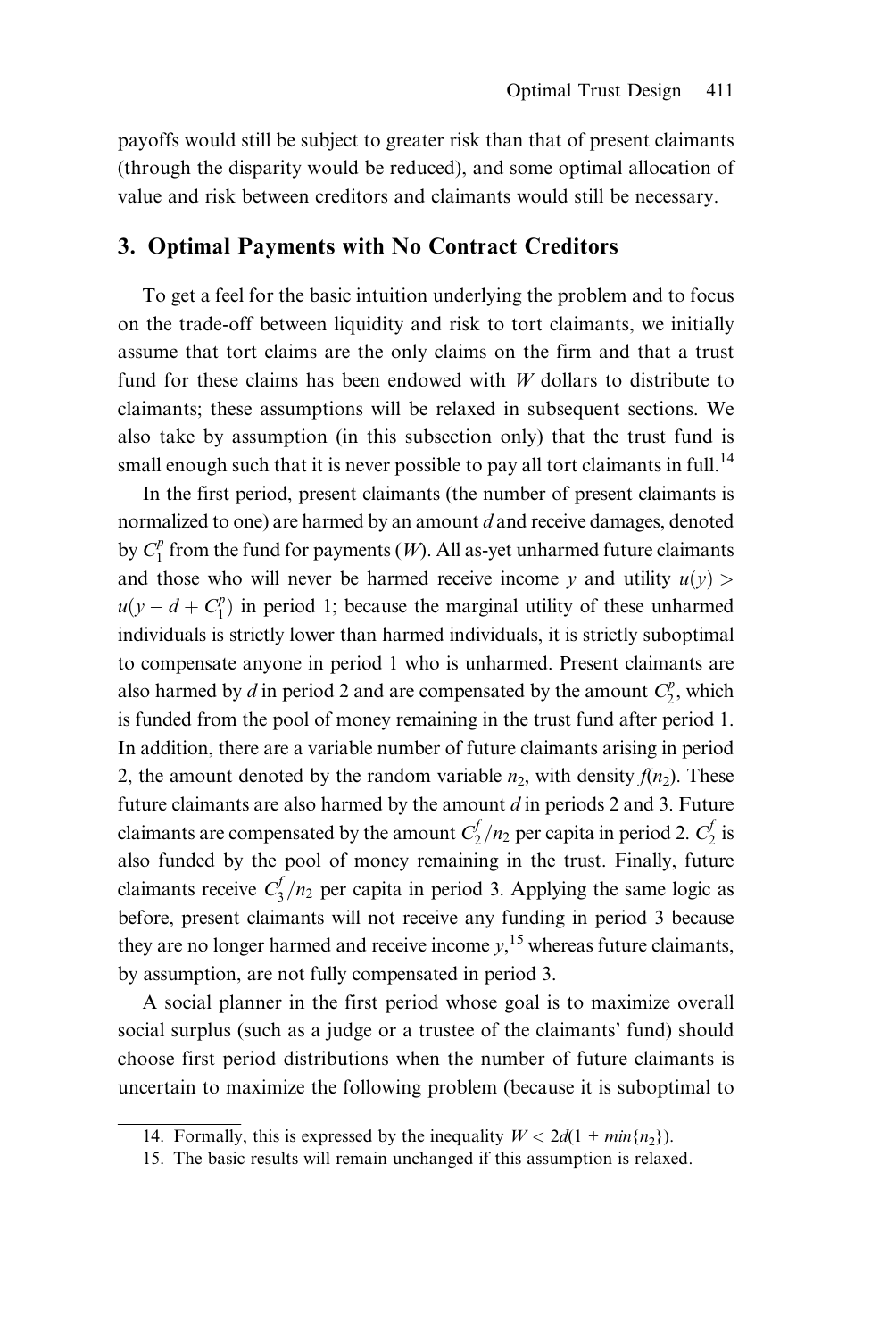payoffs would still be subject to greater risk than that of present claimants (through the disparity would be reduced), and some optimal allocation of value and risk between creditors and claimants would still be necessary.

## 3. Optimal Payments with No Contract Creditors

To get a feel for the basic intuition underlying the problem and to focus on the trade-off between liquidity and risk to tort claimants, we initially assume that tort claims are the only claims on the firm and that a trust fund for these claims has been endowed with $W$ dollars to distribute to claimants; these assumptions will be relaxed in subsequent sections. We also take by assumption (in this subsection only) that the trust fund is small enough such that it is never possible to pay all tort claimants in full.[14]

In the first period, present claimants (the number of present claimants is normalized to one) are harmed by an amount $d$ and receive damages, denoted by $C_1^p$ from the fund for payments ($W$). All as-yet unharmed future claimants and those who will never be harmed receive income $y$ and utility $u(y) > u(y - d + C_1^p)$ in period 1; because the marginal utility of these unharmed individuals is strictly lower than harmed individuals, it is strictly suboptimal to compensate anyone in period 1 who is unharmed. Present claimants are also harmed by $d$ in period 2 and are compensated by the amount $C_2^p$, which is funded from the pool of money remaining in the trust fund after period 1. In addition, there are a variable number of future claimants arising in period 2, the amount denoted by the random variable $n_2$, with density $f(n_2)$. These future claimants are also harmed by the amount $d$ in periods 2 and 3. Future claimants are compensated by the amount $C_2^f/n_2$ per capita in period 2. $C_2^f$ is also funded by the pool of money remaining in the trust. Finally, future claimants receive $C_3^f/n_2$ per capita in period 3. Applying the same logic as before, present claimants will not receive any funding in period 3 because they are no longer harmed and receive income $y$,[15] whereas future claimants, by assumption, are not fully compensated in period 3.

A social planner in the first period whose goal is to maximize overall social surplus (such as a judge or a trustee of the claimants' fund) should choose first period distributions when the number of future claimants is uncertain to maximize the following problem (because it is suboptimal to

---

14. Formally, this is expressed by the inequality $W < 2d(1 + min\{n_2\})$.

15. The basic results will remain unchanged if this assumption is relaxed.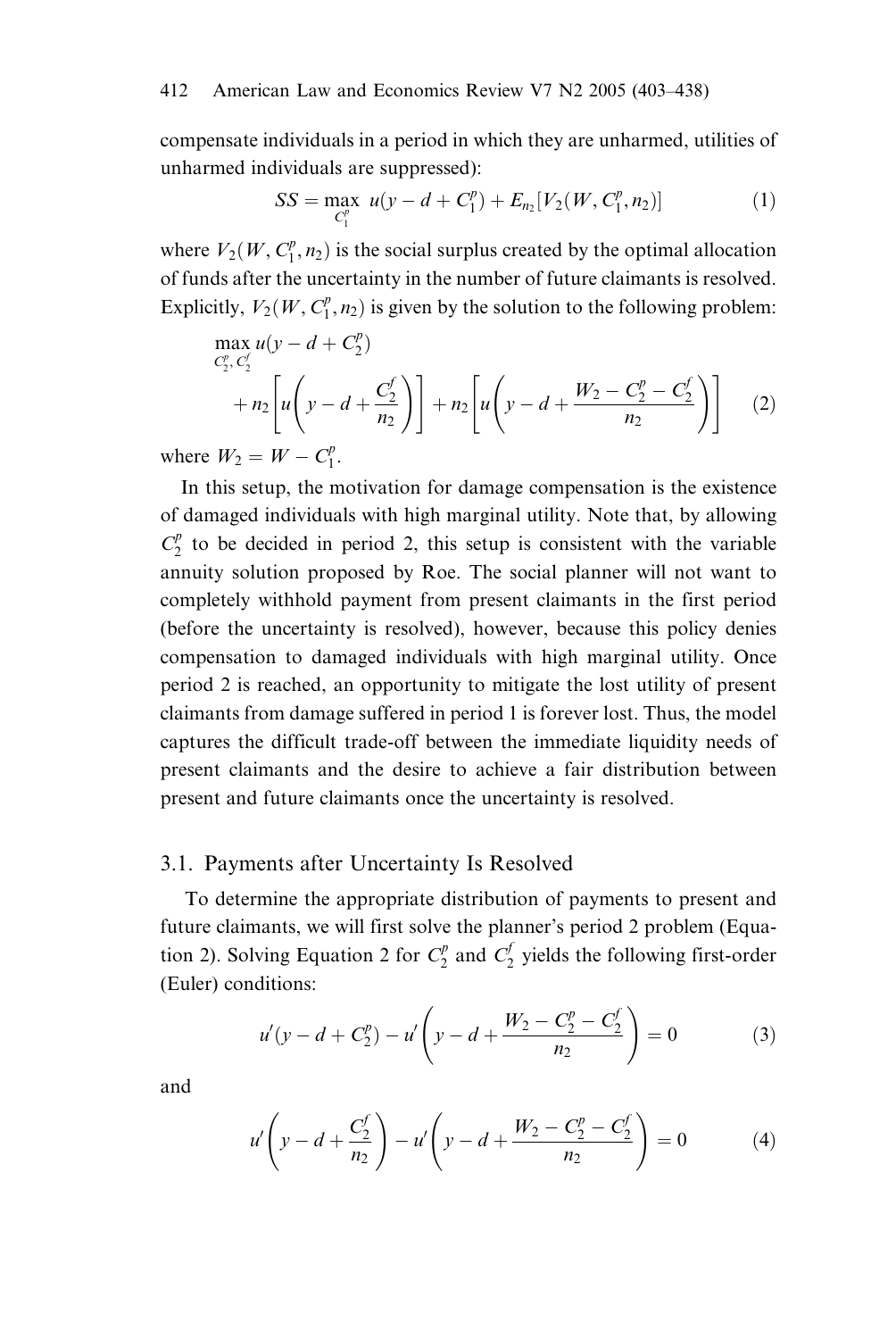compensate individuals in a period in which they are unharmed, utilities of unharmed individuals are suppressed):

$$SS = \max_{C_1^p} \; u(y - d + C_1^p) + E_{n_2}[V_2(W, C_1^p, n_2)] \tag{1}$$

where $V_2(W, C_1^p, n_2)$ is the social surplus created by the optimal allocation of funds after the uncertainty in the number of future claimants is resolved. Explicitly, $V_2(W, C_1^p, n_2)$ is given by the solution to the following problem:

$$\max_{C_2^p, C_2^f} u(y - d + C_2^p) + n_2\left[u\left(y - d + \frac{C_2^f}{n_2}\right)\right] + n_2\left[u\left(y - d + \frac{W_2 - C_2^p - C_2^f}{n_2}\right)\right] \tag{2}$$

where $W_2 = W - C_1^p$.

In this setup, the motivation for damage compensation is the existence of damaged individuals with high marginal utility. Note that, by allowing $C_2^p$ to be decided in period 2, this setup is consistent with the variable annuity solution proposed by Roe. The social planner will not want to completely withhold payment from present claimants in the first period (before the uncertainty is resolved), however, because this policy denies compensation to damaged individuals with high marginal utility. Once period 2 is reached, an opportunity to mitigate the lost utility of present claimants from damage suffered in period 1 is forever lost. Thus, the model captures the difficult trade-off between the immediate liquidity needs of present claimants and the desire to achieve a fair distribution between present and future claimants once the uncertainty is resolved.

### 3.1. Payments after Uncertainty Is Resolved

To determine the appropriate distribution of payments to present and future claimants, we will first solve the planner's period 2 problem (Equation 2). Solving Equation 2 for $C_2^p$ and $C_2^f$ yields the following first-order (Euler) conditions:

$$u'(y - d + C_2^p) - u'\left(y - d + \frac{W_2 - C_2^p - C_2^f}{n_2}\right) = 0 \tag{3}$$

and

$$u'\left(y - d + \frac{C_2^f}{n_2}\right) - u'\left(y - d + \frac{W_2 - C_2^p - C_2^f}{n_2}\right) = 0 \tag{4}$$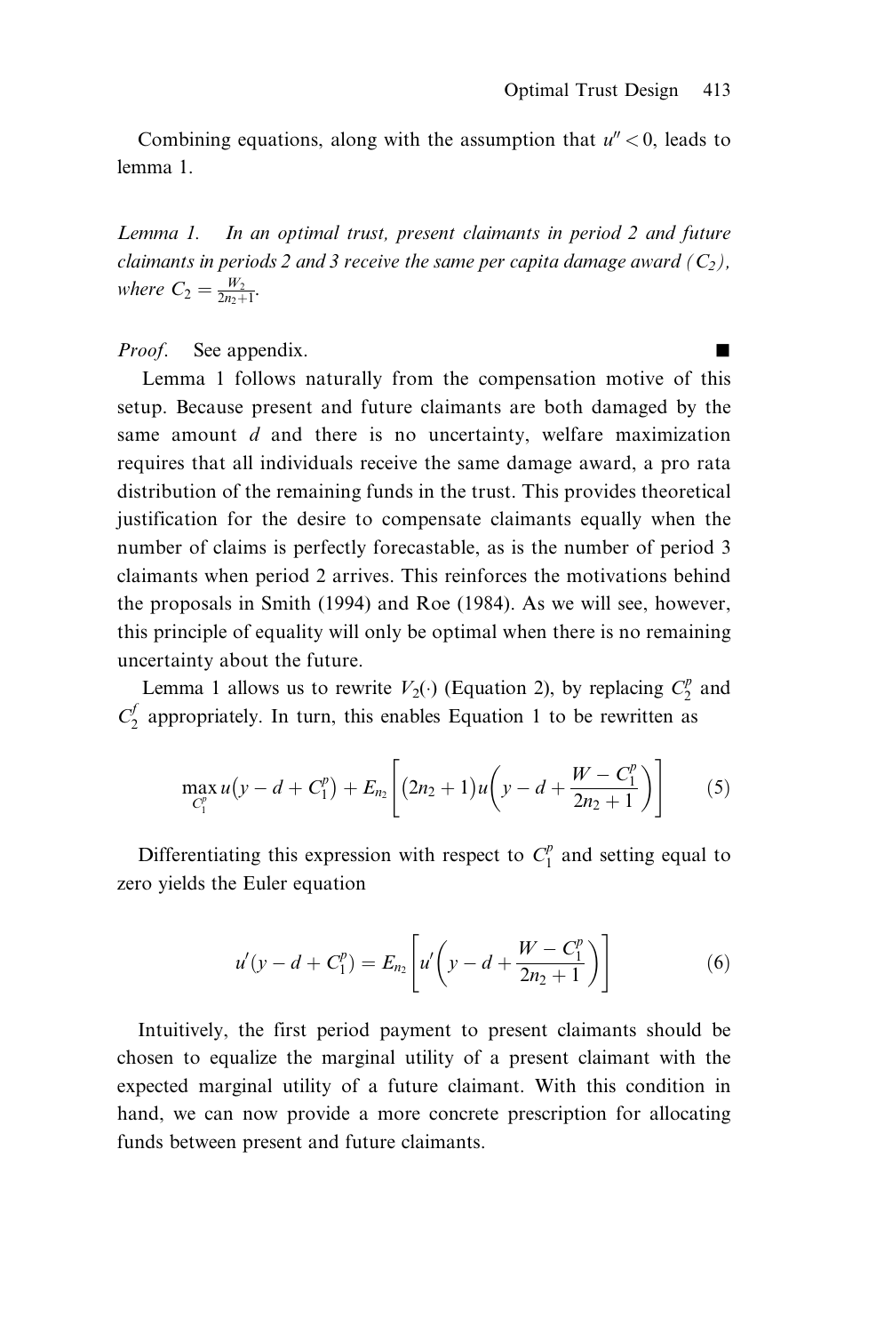Combining equations, along with the assumption that $u'' < 0$, leads to lemma 1.

*Lemma 1. In an optimal trust, present claimants in period 2 and future claimants in periods 2 and 3 receive the same per capita damage award ($C_2$), where $C_2 = \frac{W_2}{2n_2+1}$.*

*Proof.* See appendix. ■

Lemma 1 follows naturally from the compensation motive of this setup. Because present and future claimants are both damaged by the same amount $d$ and there is no uncertainty, welfare maximization requires that all individuals receive the same damage award, a pro rata distribution of the remaining funds in the trust. This provides theoretical justification for the desire to compensate claimants equally when the number of claims is perfectly forecastable, as is the number of period 3 claimants when period 2 arrives. This reinforces the motivations behind the proposals in Smith (1994) and Roe (1984). As we will see, however, this principle of equality will only be optimal when there is no remaining uncertainty about the future.

Lemma 1 allows us to rewrite $V_2(\cdot)$ (Equation 2), by replacing $C_2^p$ and $C_2^f$ appropriately. In turn, this enables Equation 1 to be rewritten as

$$\max_{C_1^p} u\left(y - d + C_1^p\right) + E_{n_2}\left[\left(2n_2 + 1\right)u\left(y - d + \frac{W - C_1^p}{2n_2 + 1}\right)\right] \tag{5}$$

Differentiating this expression with respect to $C_1^p$ and setting equal to zero yields the Euler equation

$$u'(y - d + C_1^p) = E_{n_2}\left[u'\left(y - d + \frac{W - C_1^p}{2n_2 + 1}\right)\right] \tag{6}$$

Intuitively, the first period payment to present claimants should be chosen to equalize the marginal utility of a present claimant with the expected marginal utility of a future claimant. With this condition in hand, we can now provide a more concrete prescription for allocating funds between present and future claimants.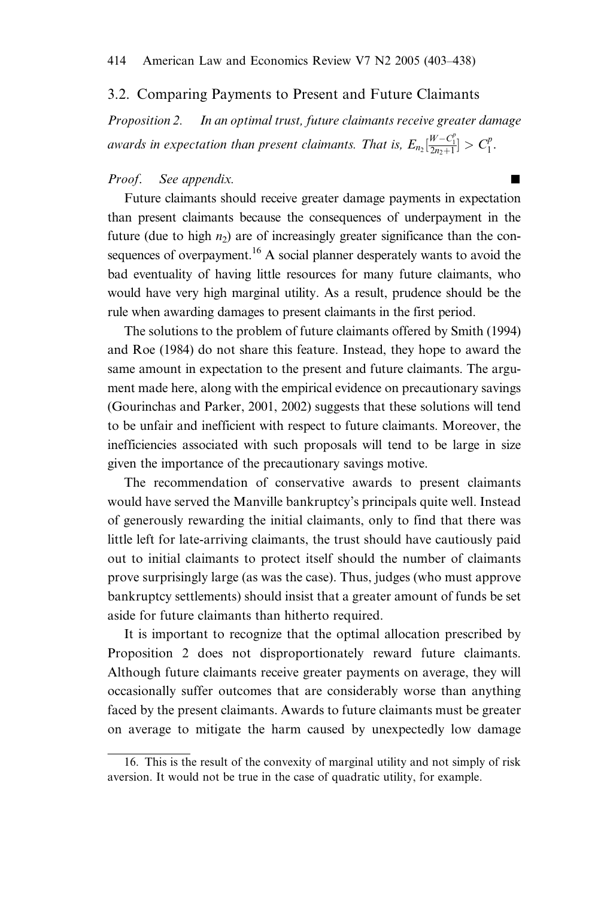### 3.2. Comparing Payments to Present and Future Claimants

*Proposition 2. In an optimal trust, future claimants receive greater damage awards in expectation than present claimants. That is,* $E_{n_2}[\frac{W-C_1^p}{2n_2+1}] > C_1^p$.

*Proof. See appendix.* ■

Future claimants should receive greater damage payments in expectation than present claimants because the consequences of underpayment in the future (due to high $n_2$) are of increasingly greater significance than the consequences of overpayment.[16] A social planner desperately wants to avoid the bad eventuality of having little resources for many future claimants, who would have very high marginal utility. As a result, prudence should be the rule when awarding damages to present claimants in the first period.

The solutions to the problem of future claimants offered by Smith (1994) and Roe (1984) do not share this feature. Instead, they hope to award the same amount in expectation to the present and future claimants. The argument made here, along with the empirical evidence on precautionary savings (Gourinchas and Parker, 2001, 2002) suggests that these solutions will tend to be unfair and inefficient with respect to future claimants. Moreover, the inefficiencies associated with such proposals will tend to be large in size given the importance of the precautionary savings motive.

The recommendation of conservative awards to present claimants would have served the Manville bankruptcy's principals quite well. Instead of generously rewarding the initial claimants, only to find that there was little left for late-arriving claimants, the trust should have cautiously paid out to initial claimants to protect itself should the number of claimants prove surprisingly large (as was the case). Thus, judges (who must approve bankruptcy settlements) should insist that a greater amount of funds be set aside for future claimants than hitherto required.

It is important to recognize that the optimal allocation prescribed by Proposition 2 does not disproportionately reward future claimants. Although future claimants receive greater payments on average, they will occasionally suffer outcomes that are considerably worse than anything faced by the present claimants. Awards to future claimants must be greater on average to mitigate the harm caused by unexpectedly low damage

16. This is the result of the convexity of marginal utility and not simply of risk aversion. It would not be true in the case of quadratic utility, for example.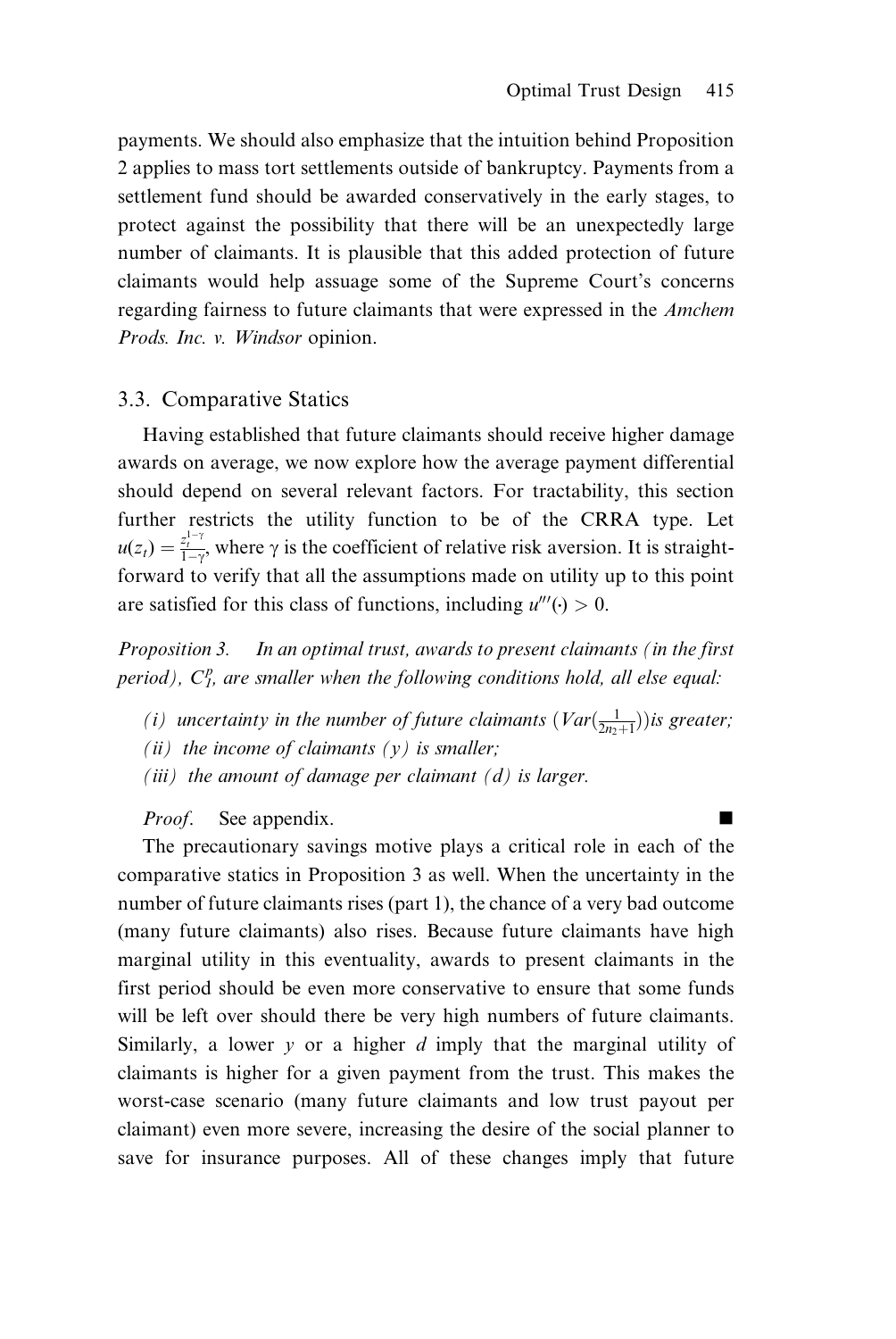payments. We should also emphasize that the intuition behind Proposition 2 applies to mass tort settlements outside of bankruptcy. Payments from a settlement fund should be awarded conservatively in the early stages, to protect against the possibility that there will be an unexpectedly large number of claimants. It is plausible that this added protection of future claimants would help assuage some of the Supreme Court's concerns regarding fairness to future claimants that were expressed in the *Amchem Prods. Inc. v. Windsor* opinion.

### 3.3. Comparative Statics

Having established that future claimants should receive higher damage awards on average, we now explore how the average payment differential should depend on several relevant factors. For tractability, this section further restricts the utility function to be of the CRRA type. Let $u(z_t) = \frac{z_t^{1-\gamma}}{1-\gamma}$, where $\gamma$ is the coefficient of relative risk aversion. It is straightforward to verify that all the assumptions made on utility up to this point are satisfied for this class of functions, including $u'''(\cdot) > 0$.

*Proposition 3.* *In an optimal trust, awards to present claimants (in the first period), $C_1^p$, are smaller when the following conditions hold, all else equal:*

*(i) uncertainty in the number of future claimants ($Var(\frac{1}{2n_2+1})$) is greater;*
*(ii) the income of claimants ($y$) is smaller;*
*(iii) the amount of damage per claimant ($d$) is larger.*

*Proof*. See appendix. ■

The precautionary savings motive plays a critical role in each of the comparative statics in Proposition 3 as well. When the uncertainty in the number of future claimants rises (part 1), the chance of a very bad outcome (many future claimants) also rises. Because future claimants have high marginal utility in this eventuality, awards to present claimants in the first period should be even more conservative to ensure that some funds will be left over should there be very high numbers of future claimants. Similarly, a lower $y$ or a higher $d$ imply that the marginal utility of claimants is higher for a given payment from the trust. This makes the worst-case scenario (many future claimants and low trust payout per claimant) even more severe, increasing the desire of the social planner to save for insurance purposes. All of these changes imply that future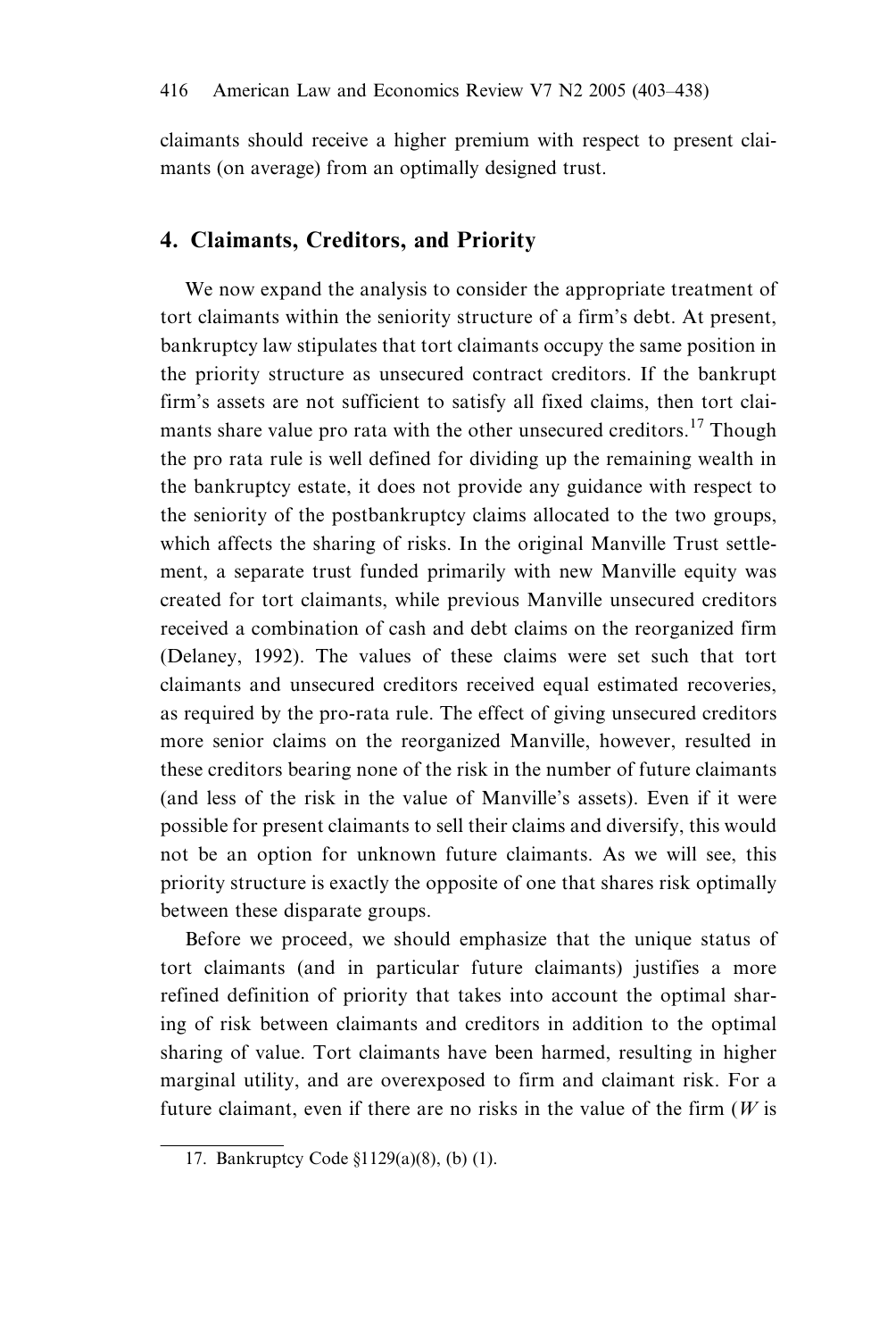claimants should receive a higher premium with respect to present claimants (on average) from an optimally designed trust.

## 4. Claimants, Creditors, and Priority

We now expand the analysis to consider the appropriate treatment of tort claimants within the seniority structure of a firm's debt. At present, bankruptcy law stipulates that tort claimants occupy the same position in the priority structure as unsecured contract creditors. If the bankrupt firm's assets are not sufficient to satisfy all fixed claims, then tort claimants share value pro rata with the other unsecured creditors.[17] Though the pro rata rule is well defined for dividing up the remaining wealth in the bankruptcy estate, it does not provide any guidance with respect to the seniority of the postbankruptcy claims allocated to the two groups, which affects the sharing of risks. In the original Manville Trust settlement, a separate trust funded primarily with new Manville equity was created for tort claimants, while previous Manville unsecured creditors received a combination of cash and debt claims on the reorganized firm (Delaney, 1992). The values of these claims were set such that tort claimants and unsecured creditors received equal estimated recoveries, as required by the pro-rata rule. The effect of giving unsecured creditors more senior claims on the reorganized Manville, however, resulted in these creditors bearing none of the risk in the number of future claimants (and less of the risk in the value of Manville's assets). Even if it were possible for present claimants to sell their claims and diversify, this would not be an option for unknown future claimants. As we will see, this priority structure is exactly the opposite of one that shares risk optimally between these disparate groups.

Before we proceed, we should emphasize that the unique status of tort claimants (and in particular future claimants) justifies a more refined definition of priority that takes into account the optimal sharing of risk between claimants and creditors in addition to the optimal sharing of value. Tort claimants have been harmed, resulting in higher marginal utility, and are overexposed to firm and claimant risk. For a future claimant, even if there are no risks in the value of the firm ($W$ is

17. Bankruptcy Code §1129(a)(8), (b) (1).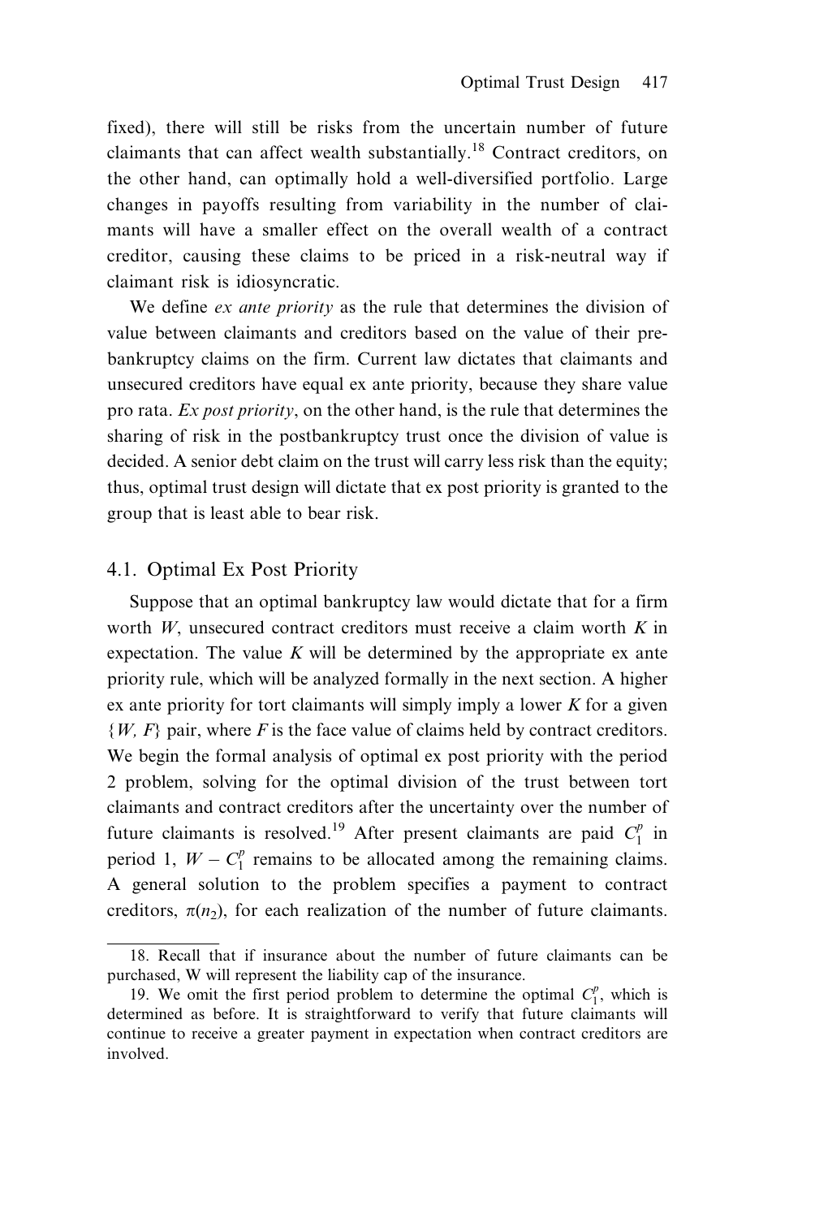fixed), there will still be risks from the uncertain number of future claimants that can affect wealth substantially.[18] Contract creditors, on the other hand, can optimally hold a well-diversified portfolio. Large changes in payoffs resulting from variability in the number of claimants will have a smaller effect on the overall wealth of a contract creditor, causing these claims to be priced in a risk-neutral way if claimant risk is idiosyncratic.

We define *ex ante priority* as the rule that determines the division of value between claimants and creditors based on the value of their prebankruptcy claims on the firm. Current law dictates that claimants and unsecured creditors have equal ex ante priority, because they share value pro rata. *Ex post priority*, on the other hand, is the rule that determines the sharing of risk in the postbankruptcy trust once the division of value is decided. A senior debt claim on the trust will carry less risk than the equity; thus, optimal trust design will dictate that ex post priority is granted to the group that is least able to bear risk.

## 4.1. Optimal Ex Post Priority

Suppose that an optimal bankruptcy law would dictate that for a firm worth $W$, unsecured contract creditors must receive a claim worth $K$ in expectation. The value $K$ will be determined by the appropriate ex ante priority rule, which will be analyzed formally in the next section. A higher ex ante priority for tort claimants will simply imply a lower $K$ for a given $\{W, F\}$ pair, where $F$ is the face value of claims held by contract creditors. We begin the formal analysis of optimal ex post priority with the period 2 problem, solving for the optimal division of the trust between tort claimants and contract creditors after the uncertainty over the number of future claimants is resolved.[19] After present claimants are paid $C_1^p$ in period 1, $W - C_1^p$ remains to be allocated among the remaining claims. A general solution to the problem specifies a payment to contract creditors, $\pi(n_2)$, for each realization of the number of future claimants.

18. Recall that if insurance about the number of future claimants can be purchased, W will represent the liability cap of the insurance.

19. We omit the first period problem to determine the optimal $C_1^p$, which is determined as before. It is straightforward to verify that future claimants will continue to receive a greater payment in expectation when contract creditors are involved.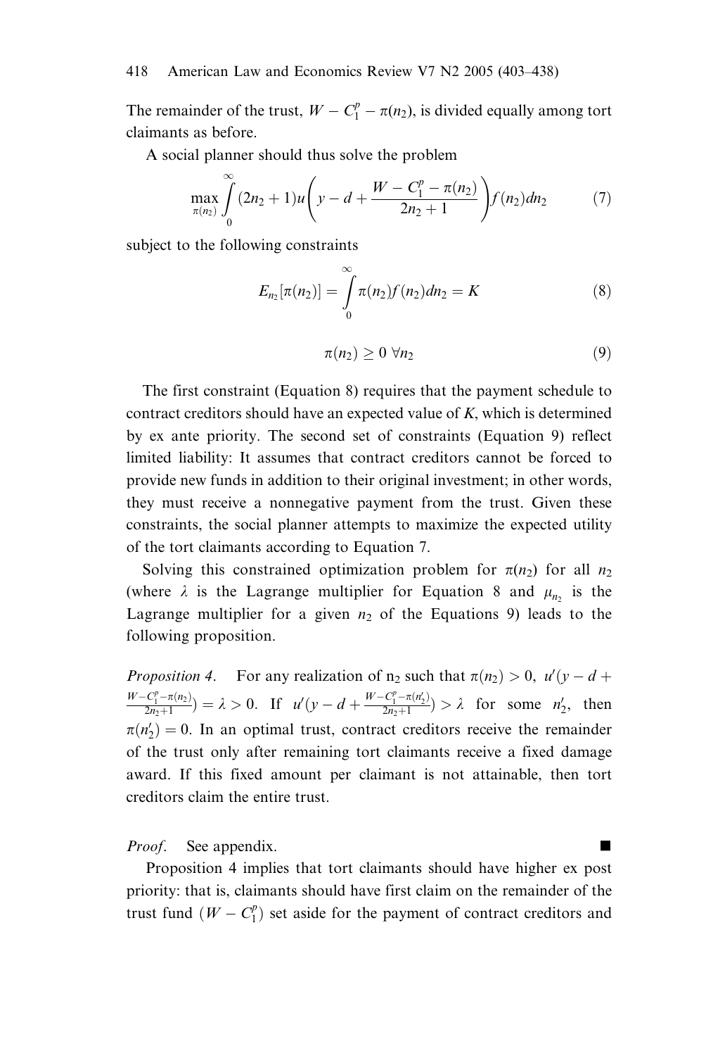The remainder of the trust, $W - C_1^p - \pi(n_2)$, is divided equally among tort claimants as before.

A social planner should thus solve the problem

$$\max_{\pi(n_2)} \int_0^\infty (2n_2 + 1) u\left( y - d + \frac{W - C_1^p - \pi(n_2)}{2n_2 + 1} \right) f(n_2) dn_2 \tag{7}$$

subject to the following constraints

$$E_{n_2}[\pi(n_2)] = \int_0^\infty \pi(n_2) f(n_2) dn_2 = K \tag{8}$$

$$\pi(n_2) \geq 0 \ \forall n_2 \tag{9}$$

The first constraint (Equation 8) requires that the payment schedule to contract creditors should have an expected value of $K$, which is determined by ex ante priority. The second set of constraints (Equation 9) reflect limited liability: It assumes that contract creditors cannot be forced to provide new funds in addition to their original investment; in other words, they must receive a nonnegative payment from the trust. Given these constraints, the social planner attempts to maximize the expected utility of the tort claimants according to Equation 7.

Solving this constrained optimization problem for $\pi(n_2)$ for all $n_2$ (where $\lambda$ is the Lagrange multiplier for Equation 8 and $\mu_{n_2}$ is the Lagrange multiplier for a given $n_2$ of the Equations 9) leads to the following proposition.

*Proposition 4.* For any realization of $n_2$ such that $\pi(n_2) > 0$, $u'(y - d + \frac{W - C_1^p - \pi(n_2)}{2n_2 + 1}) = \lambda > 0$. If $u'(y - d + \frac{W - C_1^p - \pi(n_2')}{2n_2 + 1}) > \lambda$ for some $n_2'$, then $\pi(n_2') = 0$. In an optimal trust, contract creditors receive the remainder of the trust only after remaining tort claimants receive a fixed damage award. If this fixed amount per claimant is not attainable, then tort creditors claim the entire trust.

*Proof.* See appendix. ■

Proposition 4 implies that tort claimants should have higher ex post priority: that is, claimants should have first claim on the remainder of the trust fund $(W - C_1^p)$ set aside for the payment of contract creditors and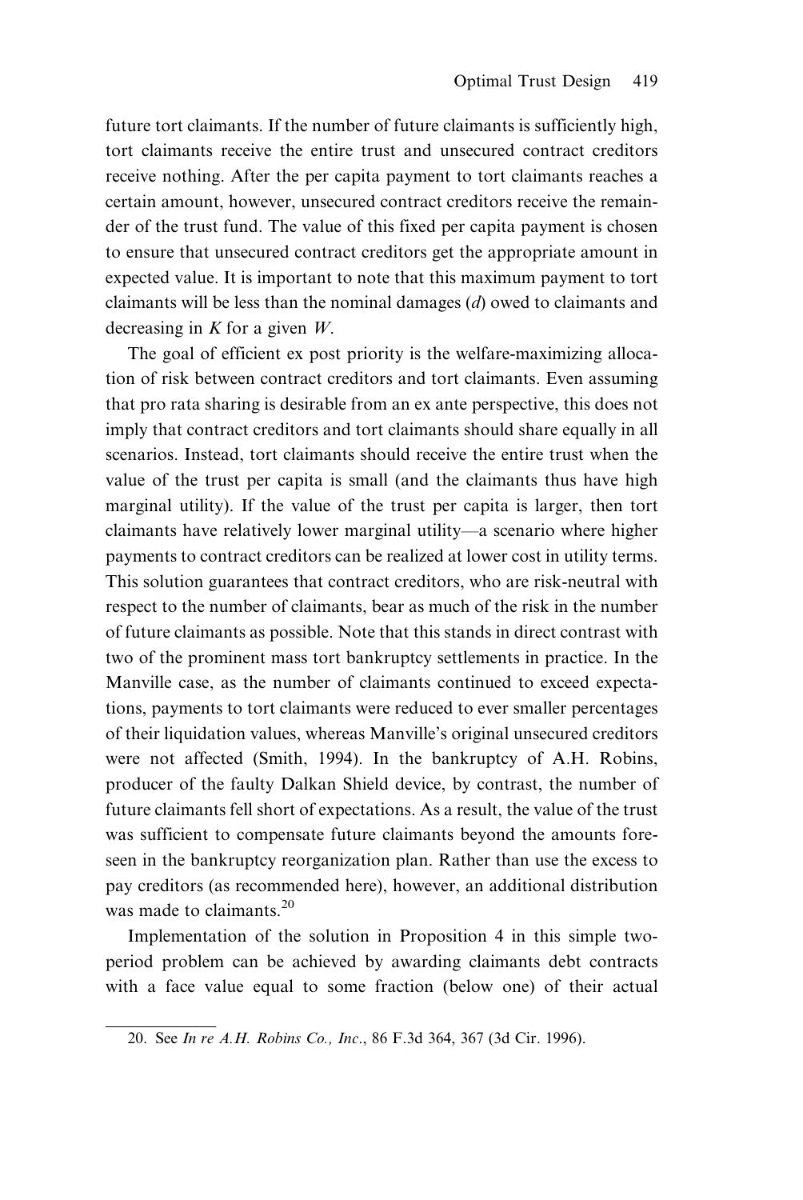future tort claimants. If the number of future claimants is sufficiently high, tort claimants receive the entire trust and unsecured contract creditors receive nothing. After the per capita payment to tort claimants reaches a certain amount, however, unsecured contract creditors receive the remainder of the trust fund. The value of this fixed per capita payment is chosen to ensure that unsecured contract creditors get the appropriate amount in expected value. It is important to note that this maximum payment to tort claimants will be less than the nominal damages ($d$) owed to claimants and decreasing in $K$ for a given $W$.

The goal of efficient ex post priority is the welfare-maximizing allocation of risk between contract creditors and tort claimants. Even assuming that pro rata sharing is desirable from an ex ante perspective, this does not imply that contract creditors and tort claimants should share equally in all scenarios. Instead, tort claimants should receive the entire trust when the value of the trust per capita is small (and the claimants thus have high marginal utility). If the value of the trust per capita is larger, then tort claimants have relatively lower marginal utility—a scenario where higher payments to contract creditors can be realized at lower cost in utility terms. This solution guarantees that contract creditors, who are risk-neutral with respect to the number of claimants, bear as much of the risk in the number of future claimants as possible. Note that this stands in direct contrast with two of the prominent mass tort bankruptcy settlements in practice. In the Manville case, as the number of claimants continued to exceed expectations, payments to tort claimants were reduced to ever smaller percentages of their liquidation values, whereas Manville's original unsecured creditors were not affected (Smith, 1994). In the bankruptcy of A.H. Robins, producer of the faulty Dalkan Shield device, by contrast, the number of future claimants fell short of expectations. As a result, the value of the trust was sufficient to compensate future claimants beyond the amounts foreseen in the bankruptcy reorganization plan. Rather than use the excess to pay creditors (as recommended here), however, an additional distribution was made to claimants.[20]

Implementation of the solution in Proposition 4 in this simple two-period problem can be achieved by awarding claimants debt contracts with a face value equal to some fraction (below one) of their actual

---

20. See *In re A.H. Robins Co., Inc*., 86 F.3d 364, 367 (3d Cir. 1996).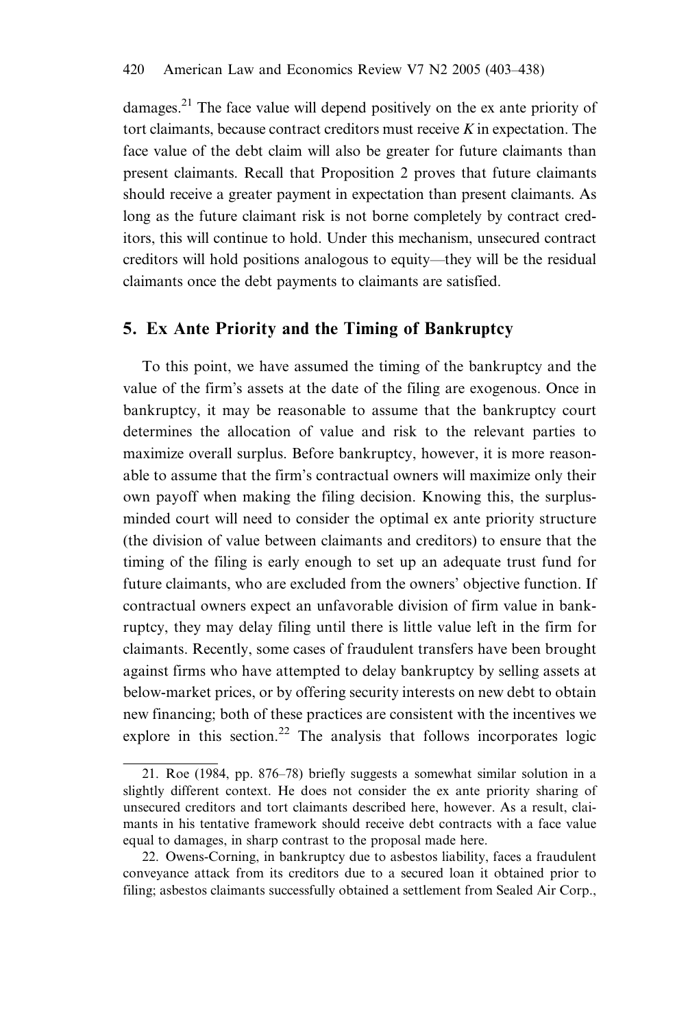damages.[21] The face value will depend positively on the ex ante priority of tort claimants, because contract creditors must receive $K$ in expectation. The face value of the debt claim will also be greater for future claimants than present claimants. Recall that Proposition 2 proves that future claimants should receive a greater payment in expectation than present claimants. As long as the future claimant risk is not borne completely by contract creditors, this will continue to hold. Under this mechanism, unsecured contract creditors will hold positions analogous to equity—they will be the residual claimants once the debt payments to claimants are satisfied.

## 5. Ex Ante Priority and the Timing of Bankruptcy

To this point, we have assumed the timing of the bankruptcy and the value of the firm's assets at the date of the filing are exogenous. Once in bankruptcy, it may be reasonable to assume that the bankruptcy court determines the allocation of value and risk to the relevant parties to maximize overall surplus. Before bankruptcy, however, it is more reasonable to assume that the firm's contractual owners will maximize only their own payoff when making the filing decision. Knowing this, the surplus-minded court will need to consider the optimal ex ante priority structure (the division of value between claimants and creditors) to ensure that the timing of the filing is early enough to set up an adequate trust fund for future claimants, who are excluded from the owners' objective function. If contractual owners expect an unfavorable division of firm value in bankruptcy, they may delay filing until there is little value left in the firm for claimants. Recently, some cases of fraudulent transfers have been brought against firms who have attempted to delay bankruptcy by selling assets at below-market prices, or by offering security interests on new debt to obtain new financing; both of these practices are consistent with the incentives we explore in this section.[22] The analysis that follows incorporates logic

21. Roe (1984, pp. 876–78) briefly suggests a somewhat similar solution in a slightly different context. He does not consider the ex ante priority sharing of unsecured creditors and tort claimants described here, however. As a result, claimants in his tentative framework should receive debt contracts with a face value equal to damages, in sharp contrast to the proposal made here.

22. Owens-Corning, in bankruptcy due to asbestos liability, faces a fraudulent conveyance attack from its creditors due to a secured loan it obtained prior to filing; asbestos claimants successfully obtained a settlement from Sealed Air Corp.,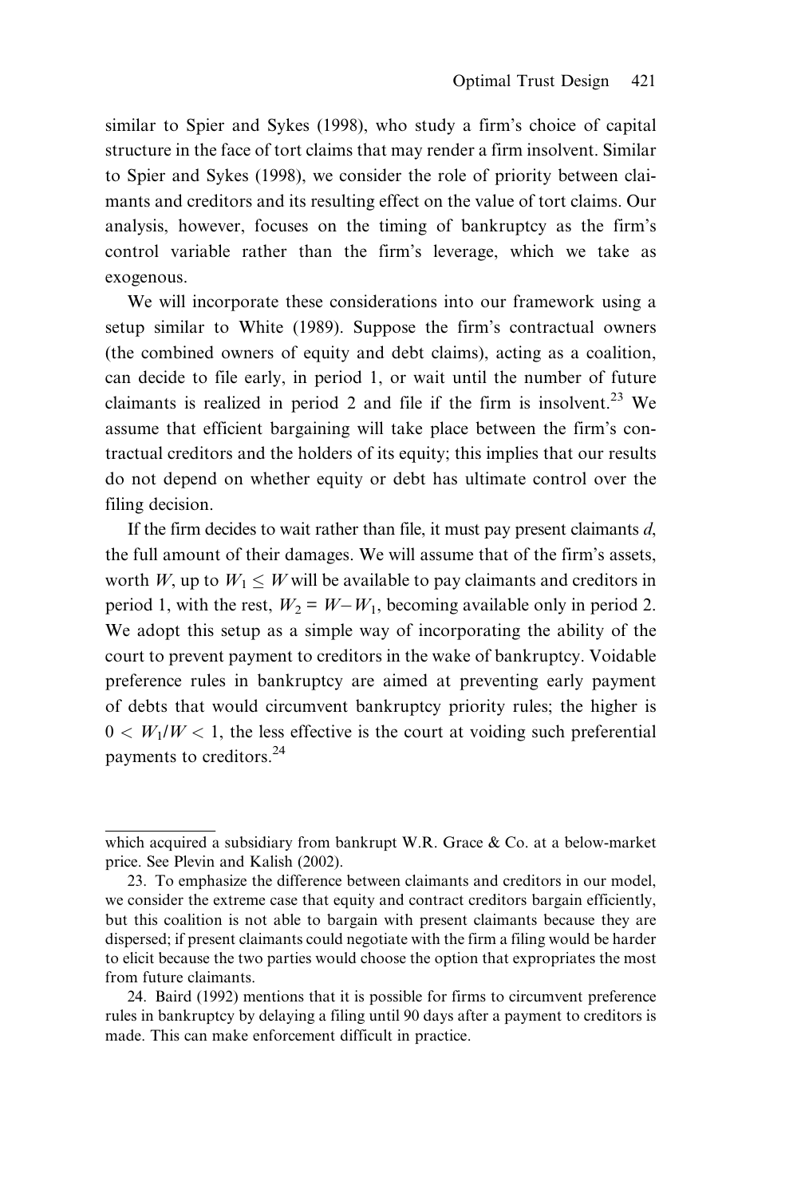similar to Spier and Sykes (1998), who study a firm's choice of capital structure in the face of tort claims that may render a firm insolvent. Similar to Spier and Sykes (1998), we consider the role of priority between claimants and creditors and its resulting effect on the value of tort claims. Our analysis, however, focuses on the timing of bankruptcy as the firm's control variable rather than the firm's leverage, which we take as exogenous.

We will incorporate these considerations into our framework using a setup similar to White (1989). Suppose the firm's contractual owners (the combined owners of equity and debt claims), acting as a coalition, can decide to file early, in period 1, or wait until the number of future claimants is realized in period 2 and file if the firm is insolvent.[23] We assume that efficient bargaining will take place between the firm's contractual creditors and the holders of its equity; this implies that our results do not depend on whether equity or debt has ultimate control over the filing decision.

If the firm decides to wait rather than file, it must pay present claimants $d$, the full amount of their damages. We will assume that of the firm's assets, worth $W$, up to $W_1 \leq W$ will be available to pay claimants and creditors in period 1, with the rest, $W_2 = W - W_1$, becoming available only in period 2. We adopt this setup as a simple way of incorporating the ability of the court to prevent payment to creditors in the wake of bankruptcy. Voidable preference rules in bankruptcy are aimed at preventing early payment of debts that would circumvent bankruptcy priority rules; the higher is $0 < W_1/W < 1$, the less effective is the court at voiding such preferential payments to creditors.[24]

---

which acquired a subsidiary from bankrupt W.R. Grace & Co. at a below-market price. See Plevin and Kalish (2002).

23. To emphasize the difference between claimants and creditors in our model, we consider the extreme case that equity and contract creditors bargain efficiently, but this coalition is not able to bargain with present claimants because they are dispersed; if present claimants could negotiate with the firm a filing would be harder to elicit because the two parties would choose the option that expropriates the most from future claimants.

24. Baird (1992) mentions that it is possible for firms to circumvent preference rules in bankruptcy by delaying a filing until 90 days after a payment to creditors is made. This can make enforcement difficult in practice.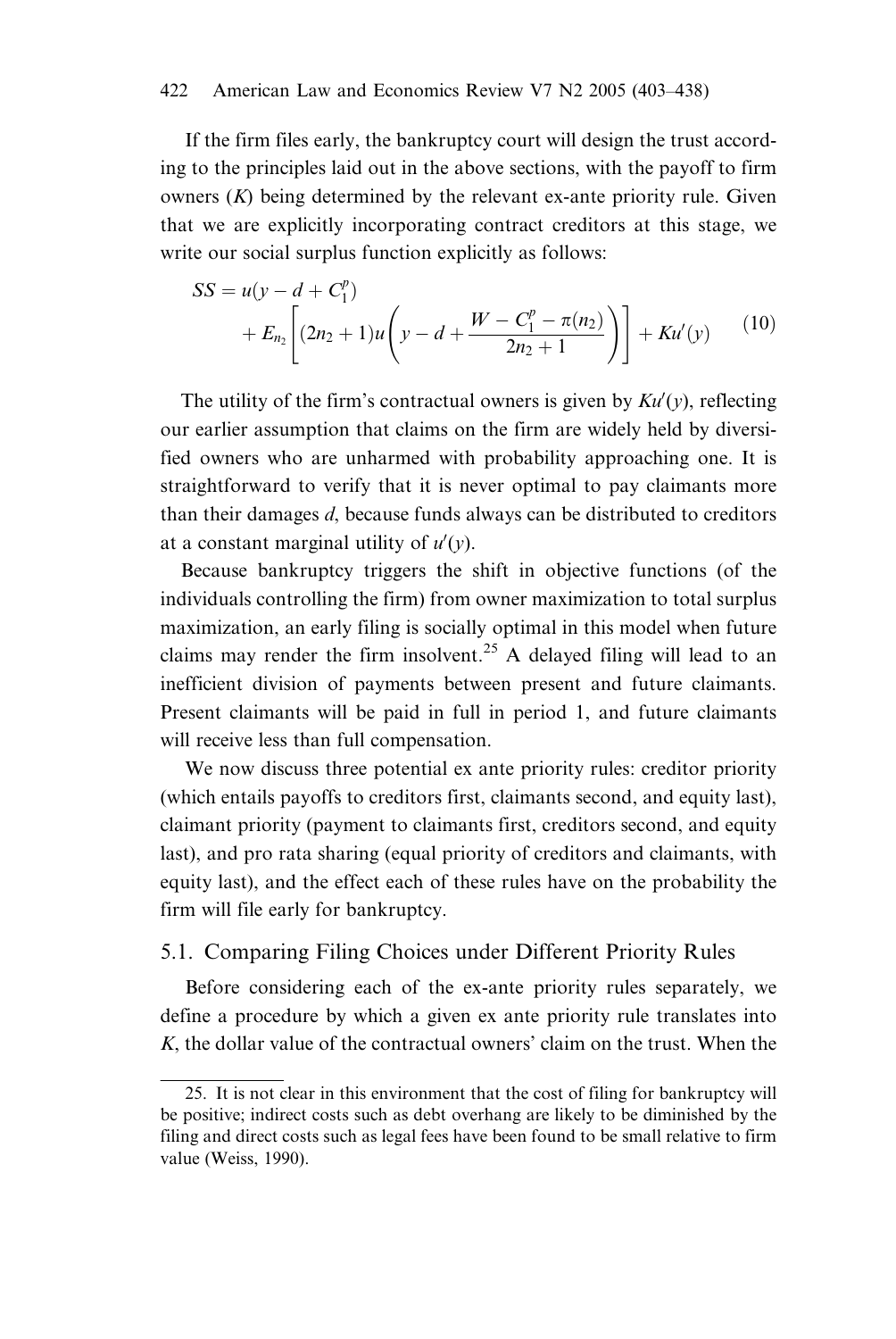If the firm files early, the bankruptcy court will design the trust according to the principles laid out in the above sections, with the payoff to firm owners ($K$) being determined by the relevant ex-ante priority rule. Given that we are explicitly incorporating contract creditors at this stage, we write our social surplus function explicitly as follows:

$$SS = u(y - d + C_1^p) + E_{n_2}\left[(2n_2 + 1)u\left(y - d + \frac{W - C_1^p - \pi(n_2)}{2n_2 + 1}\right)\right] + Ku'(y) \tag{10}$$

The utility of the firm's contractual owners is given by $Ku'(y)$, reflecting our earlier assumption that claims on the firm are widely held by diversified owners who are unharmed with probability approaching one. It is straightforward to verify that it is never optimal to pay claimants more than their damages $d$, because funds always can be distributed to creditors at a constant marginal utility of $u'(y)$.

Because bankruptcy triggers the shift in objective functions (of the individuals controlling the firm) from owner maximization to total surplus maximization, an early filing is socially optimal in this model when future claims may render the firm insolvent.[25] A delayed filing will lead to an inefficient division of payments between present and future claimants. Present claimants will be paid in full in period 1, and future claimants will receive less than full compensation.

We now discuss three potential ex ante priority rules: creditor priority (which entails payoffs to creditors first, claimants second, and equity last), claimant priority (payment to claimants first, creditors second, and equity last), and pro rata sharing (equal priority of creditors and claimants, with equity last), and the effect each of these rules have on the probability the firm will file early for bankruptcy.

## 5.1. Comparing Filing Choices under Different Priority Rules

Before considering each of the ex-ante priority rules separately, we define a procedure by which a given ex ante priority rule translates into $K$, the dollar value of the contractual owners' claim on the trust. When the

25. It is not clear in this environment that the cost of filing for bankruptcy will be positive; indirect costs such as debt overhang are likely to be diminished by the filing and direct costs such as legal fees have been found to be small relative to firm value (Weiss, 1990).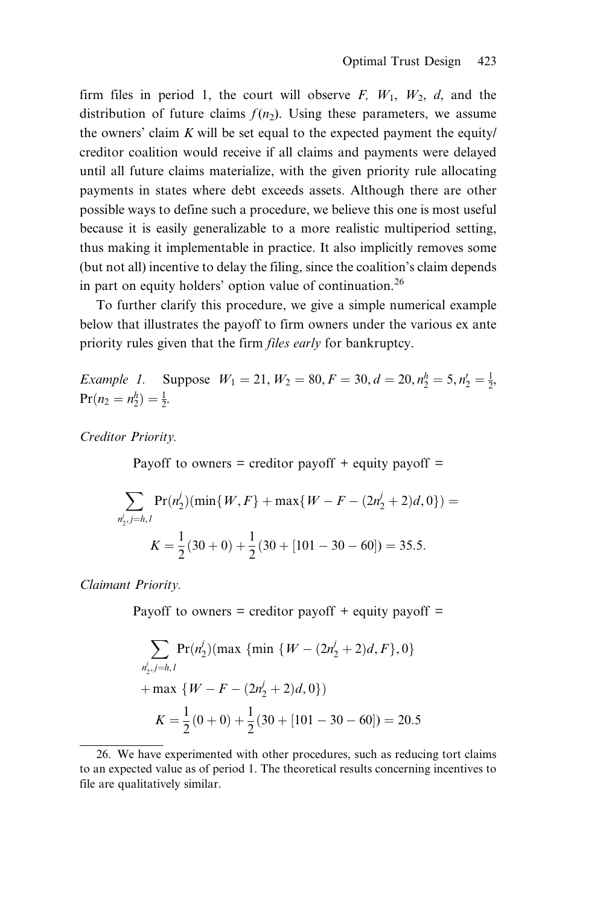firm files in period 1, the court will observe $F$, $W_1$, $W_2$, $d$, and the distribution of future claims $f(n_2)$. Using these parameters, we assume the owners' claim $K$ will be set equal to the expected payment the equity/creditor coalition would receive if all claims and payments were delayed until all future claims materialize, with the given priority rule allocating payments in states where debt exceeds assets. Although there are other possible ways to define such a procedure, we believe this one is most useful because it is easily generalizable to a more realistic multiperiod setting, thus making it implementable in practice. It also implicitly removes some (but not all) incentive to delay the filing, since the coalition's claim depends in part on equity holders' option value of continuation.[26]

To further clarify this procedure, we give a simple numerical example below that illustrates the payoff to firm owners under the various ex ante priority rules given that the firm *files early* for bankruptcy.

*Example 1.* Suppose $W_1 = 21, W_2 = 80, F = 30, d = 20, n_2^h = 5, n_2^l = \frac{1}{2}$, $\Pr(n_2 = n_2^h) = \frac{1}{2}$.

*Creditor Priority.*

$$\text{Payoff to owners} = \text{creditor payoff} + \text{equity payoff} =$$

$$\sum_{n_2^j, j=h,l} \Pr(n_2^j)(\min\{W, F\} + \max\{W - F - (2n_2^j + 2)d, 0\}) =$$

$$K = \frac{1}{2}(30 + 0) + \frac{1}{2}(30 + [101 - 30 - 60]) = 35.5.$$

*Claimant Priority.*

$$\text{Payoff to owners} = \text{creditor payoff} + \text{equity payoff} =$$

$$\sum_{n_2^j, j=h,l} \Pr(n_2^j)(\max\{\min\{W - (2n_2^j + 2)d, F\}, 0\}$$

$$+ \max\{W - F - (2n_2^j + 2)d, 0\})$$

$$K = \frac{1}{2}(0 + 0) + \frac{1}{2}(30 + [101 - 30 - 60]) = 20.5$$

---

26. We have experimented with other procedures, such as reducing tort claims to an expected value as of period 1. The theoretical results concerning incentives to file are qualitatively similar.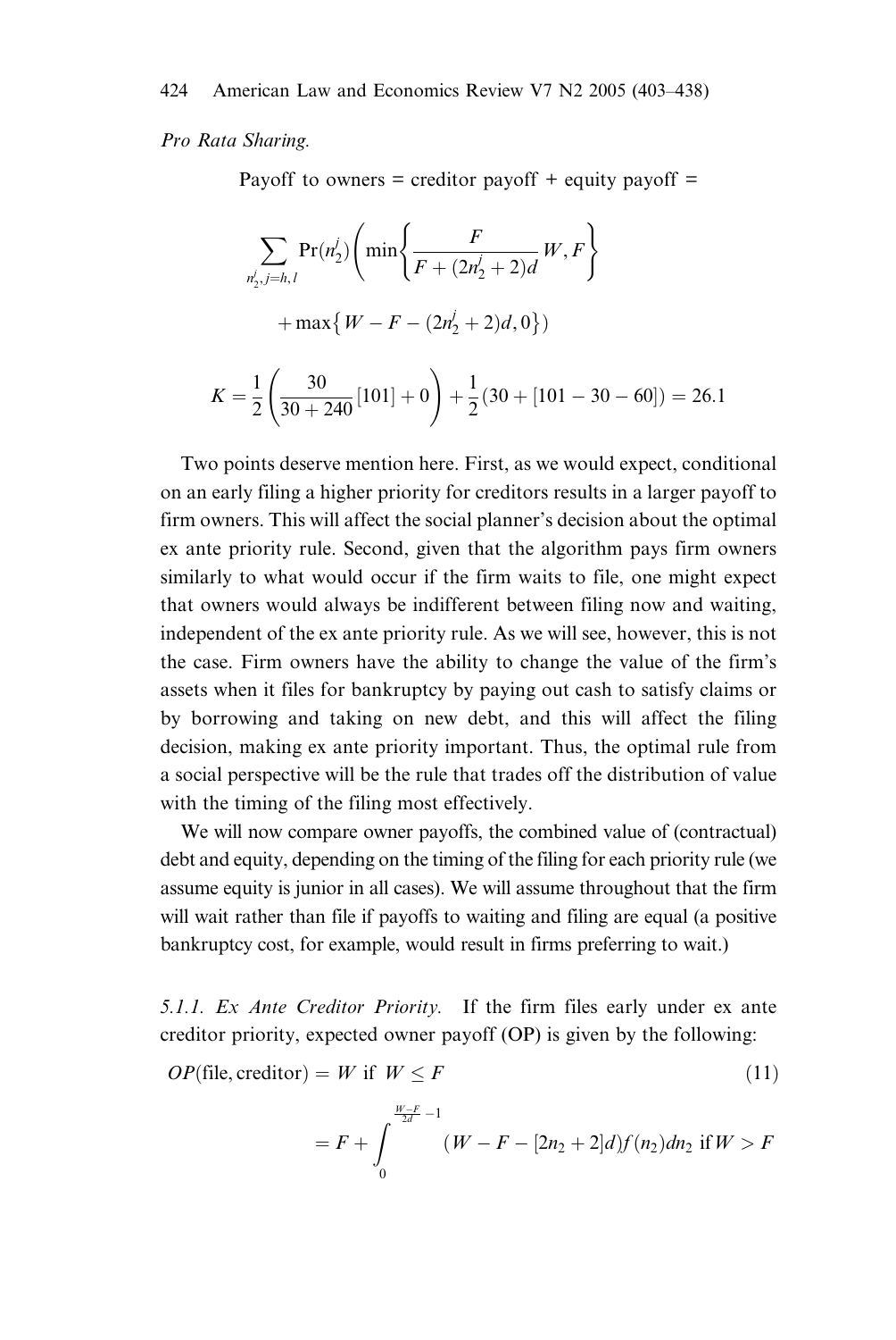*Pro Rata Sharing.*

Payoff to owners = creditor payoff + equity payoff =

$$\sum_{n_2^j, j=h,l} \Pr(n_2^j)\left(\min\left\{\frac{F}{F+(2n_2^j+2)d}W, F\right\}\right.$$

$$\left. + \max\left\{W - F - (2n_2^j+2)d, 0\right\}\right)$$

$$K = \frac{1}{2}\left(\frac{30}{30+240}[101] + 0\right) + \frac{1}{2}(30 + [101 - 30 - 60]) = 26.1$$

Two points deserve mention here. First, as we would expect, conditional on an early filing a higher priority for creditors results in a larger payoff to firm owners. This will affect the social planner's decision about the optimal ex ante priority rule. Second, given that the algorithm pays firm owners similarly to what would occur if the firm waits to file, one might expect that owners would always be indifferent between filing now and waiting, independent of the ex ante priority rule. As we will see, however, this is not the case. Firm owners have the ability to change the value of the firm's assets when it files for bankruptcy by paying out cash to satisfy claims or by borrowing and taking on new debt, and this will affect the filing decision, making ex ante priority important. Thus, the optimal rule from a social perspective will be the rule that trades off the distribution of value with the timing of the filing most effectively.

We will now compare owner payoffs, the combined value of (contractual) debt and equity, depending on the timing of the filing for each priority rule (we assume equity is junior in all cases). We will assume throughout that the firm will wait rather than file if payoffs to waiting and filing are equal (a positive bankruptcy cost, for example, would result in firms preferring to wait.)

#### 5.1.1. *Ex Ante Creditor Priority.*

If the firm files early under ex ante creditor priority, expected owner payoff (OP) is given by the following:

$$OP(\text{file}, \text{creditor}) = W \text{ if } W \leq F \tag{11}$$

$$= F + \int_0^{\frac{W-F}{2d}-1} (W - F - [2n_2 + 2]d) f(n_2) dn_2 \text{ if } W > F$$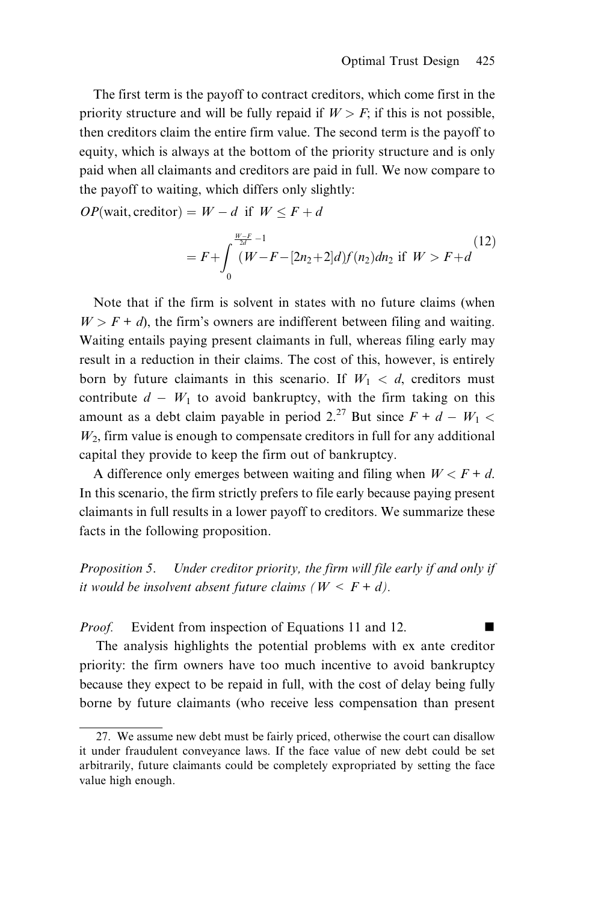The first term is the payoff to contract creditors, which come first in the priority structure and will be fully repaid if $W > F$; if this is not possible, then creditors claim the entire firm value. The second term is the payoff to equity, which is always at the bottom of the priority structure and is only paid when all claimants and creditors are paid in full. We now compare to the payoff to waiting, which differs only slightly:

$$
\begin{aligned}
OP(\text{wait}, \text{creditor}) &= W - d \text{ if } W \leq F + d \\
&= F + \int_0^{\frac{W-F}{2d}-1} (W - F - [2n_2 + 2]d) f(n_2) dn_2 \text{ if } W > F + d
\end{aligned}
\tag{12}
$$

Note that if the firm is solvent in states with no future claims (when $W > F + d$), the firm's owners are indifferent between filing and waiting. Waiting entails paying present claimants in full, whereas filing early may result in a reduction in their claims. The cost of this, however, is entirely born by future claimants in this scenario. If $W_1 < d$, creditors must contribute $d - W_1$ to avoid bankruptcy, with the firm taking on this amount as a debt claim payable in period 2.[27] But since $F + d - W_1 < W_2$, firm value is enough to compensate creditors in full for any additional capital they provide to keep the firm out of bankruptcy.

A difference only emerges between waiting and filing when $W < F + d$. In this scenario, the firm strictly prefers to file early because paying present claimants in full results in a lower payoff to creditors. We summarize these facts in the following proposition.

*Proposition 5.* *Under creditor priority, the firm will file early if and only if it would be insolvent absent future claims ($W < F + d$).*

*Proof.* Evident from inspection of Equations 11 and 12. ■

The analysis highlights the potential problems with ex ante creditor priority: the firm owners have too much incentive to avoid bankruptcy because they expect to be repaid in full, with the cost of delay being fully borne by future claimants (who receive less compensation than present

27. We assume new debt must be fairly priced, otherwise the court can disallow it under fraudulent conveyance laws. If the face value of new debt could be set arbitrarily, future claimants could be completely expropriated by setting the face value high enough.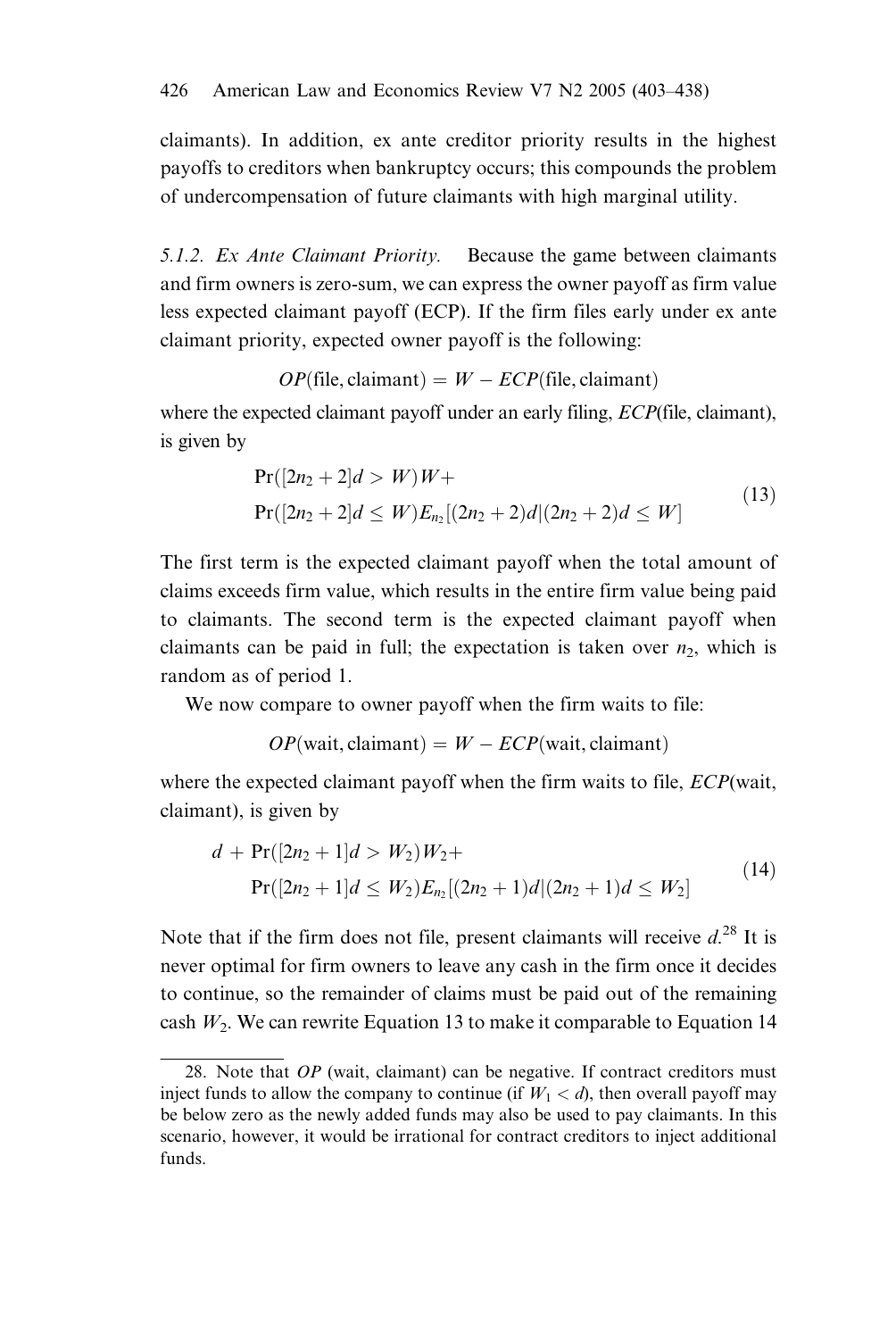claimants). In addition, ex ante creditor priority results in the highest payoffs to creditors when bankruptcy occurs; this compounds the problem of undercompensation of future claimants with high marginal utility.

*5.1.2. Ex Ante Claimant Priority.* Because the game between claimants and firm owners is zero-sum, we can express the owner payoff as firm value less expected claimant payoff (ECP). If the firm files early under ex ante claimant priority, expected owner payoff is the following:

$$OP(\text{file}, \text{claimant}) = W - ECP(\text{file}, \text{claimant})$$

where the expected claimant payoff under an early filing, *ECP*(file, claimant), is given by

$$\begin{aligned}
&\Pr([2n_2 + 2]d > W)W + \\
&\Pr([2n_2 + 2]d \leq W)E_{n_2}[(2n_2 + 2)d | (2n_2 + 2)d \leq W]
\end{aligned} \tag{13}$$

The first term is the expected claimant payoff when the total amount of claims exceeds firm value, which results in the entire firm value being paid to claimants. The second term is the expected claimant payoff when claimants can be paid in full; the expectation is taken over $n_2$, which is random as of period 1.

We now compare to owner payoff when the firm waits to file:

$$OP(\text{wait}, \text{claimant}) = W - ECP(\text{wait}, \text{claimant})$$

where the expected claimant payoff when the firm waits to file, *ECP*(wait, claimant), is given by

$$\begin{aligned}
&d + \Pr([2n_2 + 1]d > W_2)W_2 + \\
&\Pr([2n_2 + 1]d \leq W_2)E_{n_2}[(2n_2 + 1)d | (2n_2 + 1)d \leq W_2]
\end{aligned} \tag{14}$$

Note that if the firm does not file, present claimants will receive $d$.[28] It is never optimal for firm owners to leave any cash in the firm once it decides to continue, so the remainder of claims must be paid out of the remaining cash $W_2$. We can rewrite Equation 13 to make it comparable to Equation 14

28. Note that *OP* (wait, claimant) can be negative. If contract creditors must inject funds to allow the company to continue (if $W_1 < d$), then overall payoff may be below zero as the newly added funds may also be used to pay claimants. In this scenario, however, it would be irrational for contract creditors to inject additional funds.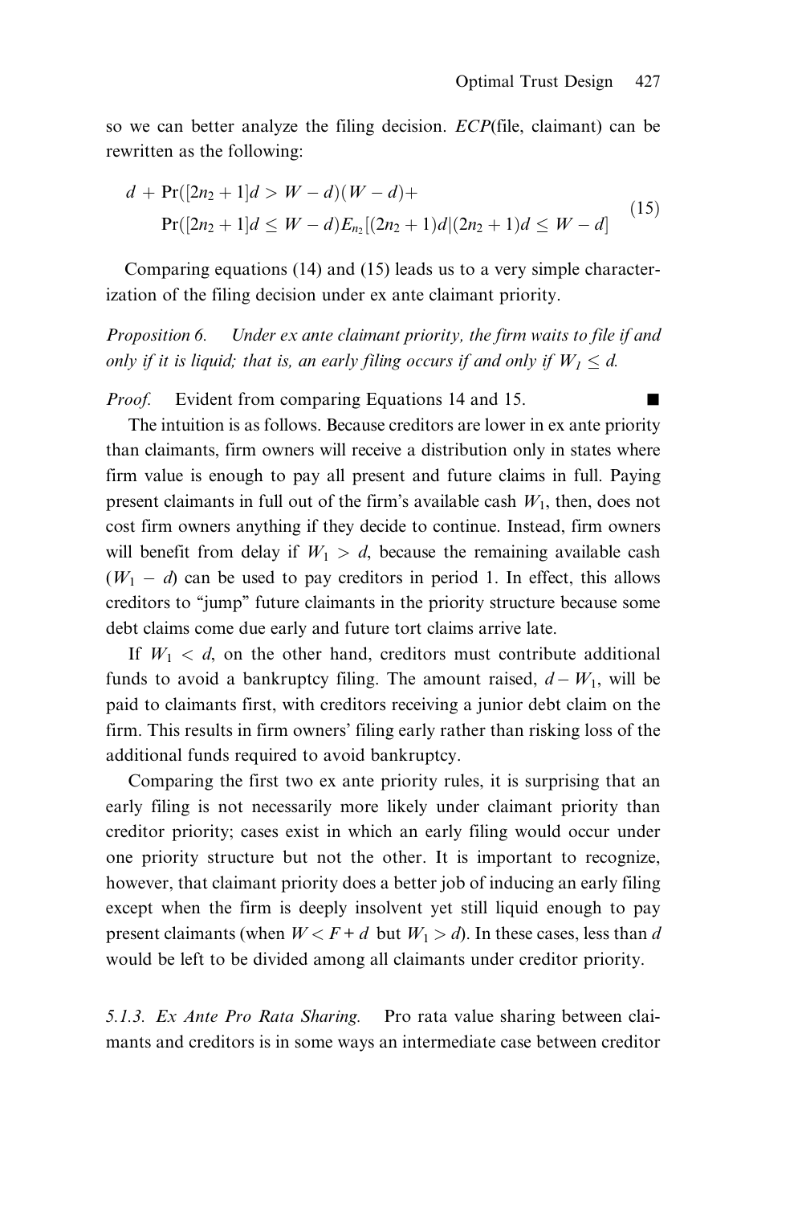so we can better analyze the filing decision. *ECP*(file, claimant) can be rewritten as the following:

$$
\begin{aligned}
&d + \Pr([2n_2 + 1]d > W - d)(W - d) + \\
&\quad \Pr([2n_2 + 1]d \leq W - d)E_{n_2}[(2n_2 + 1)d | (2n_2 + 1)d \leq W - d]
\end{aligned}
\tag{15}
$$

Comparing equations (14) and (15) leads us to a very simple characterization of the filing decision under ex ante claimant priority.

*Proposition 6. Under ex ante claimant priority, the firm waits to file if and only if it is liquid; that is, an early filing occurs if and only if $W_1 \leq d$.*

*Proof.* Evident from comparing Equations 14 and 15. ∎

The intuition is as follows. Because creditors are lower in ex ante priority than claimants, firm owners will receive a distribution only in states where firm value is enough to pay all present and future claims in full. Paying present claimants in full out of the firm's available cash $W_1$, then, does not cost firm owners anything if they decide to continue. Instead, firm owners will benefit from delay if $W_1 > d$, because the remaining available cash $(W_1 - d)$ can be used to pay creditors in period 1. In effect, this allows creditors to "jump" future claimants in the priority structure because some debt claims come due early and future tort claims arrive late.

If $W_1 < d$, on the other hand, creditors must contribute additional funds to avoid a bankruptcy filing. The amount raised, $d - W_1$, will be paid to claimants first, with creditors receiving a junior debt claim on the firm. This results in firm owners' filing early rather than risking loss of the additional funds required to avoid bankruptcy.

Comparing the first two ex ante priority rules, it is surprising that an early filing is not necessarily more likely under claimant priority than creditor priority; cases exist in which an early filing would occur under one priority structure but not the other. It is important to recognize, however, that claimant priority does a better job of inducing an early filing except when the firm is deeply insolvent yet still liquid enough to pay present claimants (when $W < F + d$ but $W_1 > d$). In these cases, less than $d$ would be left to be divided among all claimants under creditor priority.

*5.1.3. Ex Ante Pro Rata Sharing.* Pro rata value sharing between claimants and creditors is in some ways an intermediate case between creditor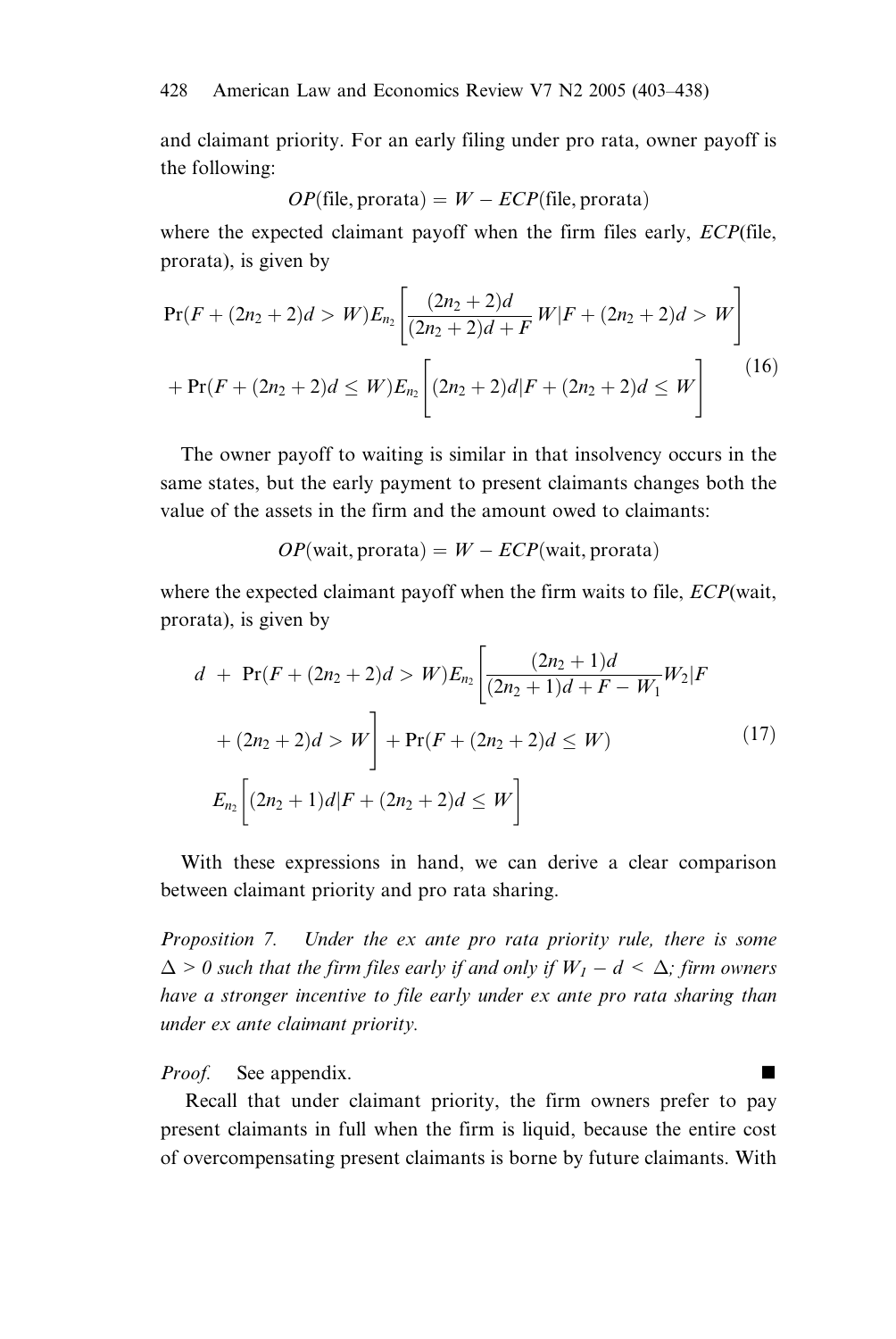and claimant priority. For an early filing under pro rata, owner payoff is the following:

$$OP(\text{file, prorata}) = W - ECP(\text{file, prorata})$$

where the expected claimant payoff when the firm files early, $ECP$(file, prorata), is given by

$$\begin{aligned}
&\Pr(F + (2n_2+2)d > W)E_{n_2}\left[\frac{(2n_2+2)d}{(2n_2+2)d+F}W|F+(2n_2+2)d > W\right] \\
&+ \Pr(F+(2n_2+2)d \leq W)E_{n_2}\left[(2n_2+2)d|F+(2n_2+2)d \leq W\right]
\end{aligned} \tag{16}$$

The owner payoff to waiting is similar in that insolvency occurs in the same states, but the early payment to present claimants changes both the value of the assets in the firm and the amount owed to claimants:

$$OP(\text{wait, prorata}) = W - ECP(\text{wait, prorata})$$

where the expected claimant payoff when the firm waits to file, $ECP$(wait, prorata), is given by

$$\begin{aligned}
&d \ + \ \Pr(F+(2n_2+2)d > W)E_{n_2}\left[\frac{(2n_2+1)d}{(2n_2+1)d+F-W_1}W_2|F \right. \\
&\left. + (2n_2+2)d > W\right] + \Pr(F+(2n_2+2)d \leq W) \\
&E_{n_2}\left[(2n_2+1)d|F+(2n_2+2)d \leq W\right]
\end{aligned} \tag{17}$$

With these expressions in hand, we can derive a clear comparison between claimant priority and pro rata sharing.

*Proposition 7. Under the ex ante pro rata priority rule, there is some $\Delta > 0$ such that the firm files early if and only if $W_1 - d < \Delta$; firm owners have a stronger incentive to file early under ex ante pro rata sharing than under ex ante claimant priority.*

*Proof.* See appendix. ∎

Recall that under claimant priority, the firm owners prefer to pay present claimants in full when the firm is liquid, because the entire cost of overcompensating present claimants is borne by future claimants. With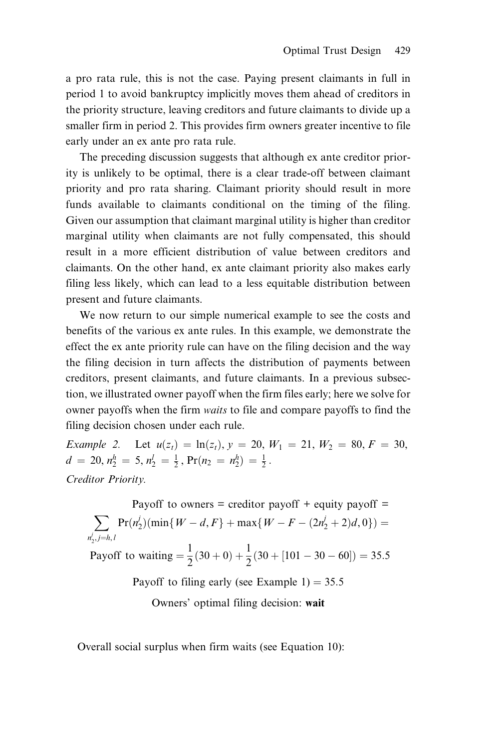a pro rata rule, this is not the case. Paying present claimants in full in period 1 to avoid bankruptcy implicitly moves them ahead of creditors in the priority structure, leaving creditors and future claimants to divide up a smaller firm in period 2. This provides firm owners greater incentive to file early under an ex ante pro rata rule.

The preceding discussion suggests that although ex ante creditor priority is unlikely to be optimal, there is a clear trade-off between claimant priority and pro rata sharing. Claimant priority should result in more funds available to claimants conditional on the timing of the filing. Given our assumption that claimant marginal utility is higher than creditor marginal utility when claimants are not fully compensated, this should result in a more efficient distribution of value between creditors and claimants. On the other hand, ex ante claimant priority also makes early filing less likely, which can lead to a less equitable distribution between present and future claimants.

We now return to our simple numerical example to see the costs and benefits of the various ex ante rules. In this example, we demonstrate the effect the ex ante priority rule can have on the filing decision and the way the filing decision in turn affects the distribution of payments between creditors, present claimants, and future claimants. In a previous subsection, we illustrated owner payoff when the firm files early; here we solve for owner payoffs when the firm *waits* to file and compare payoffs to find the filing decision chosen under each rule.

*Example 2.* Let $u(z_t) = \ln(z_t)$, $y = 20$, $W_1 = 21$, $W_2 = 80$, $F = 30$, $d = 20$, $n_2^h = 5$, $n_2^l = \frac{1}{2}$, $\Pr(n_2 = n_2^h) = \frac{1}{2}$.

*Creditor Priority.*

$$\text{Payoff to owners} = \text{creditor payoff} + \text{equity payoff} =$$

$$\sum_{n_2^j, j=h,l} \Pr(n_2^j)(\min\{W - d, F\} + \max\{W - F - (2n_2^j + 2)d, 0\}) =$$

$$\text{Payoff to waiting} = \frac{1}{2}(30 + 0) + \frac{1}{2}(30 + [101 - 30 - 60]) = 35.5$$

$$\text{Payoff to filing early (see Example 1)} = 35.5$$

Owners' optimal filing decision: **wait**

Overall social surplus when firm waits (see Equation 10):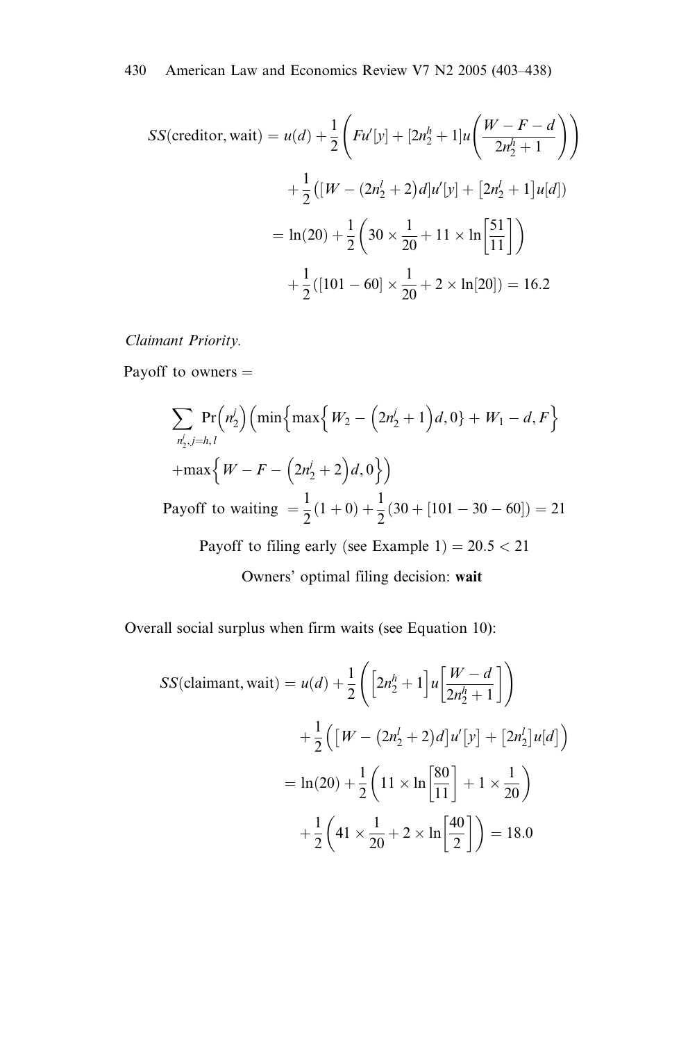$$SS(\text{creditor, wait}) = u(d) + \frac{1}{2}\left(Fu'[y] + [2n_2^h + 1]u\left(\frac{W - F - d}{2n_2^h + 1}\right)\right)$$

$$+ \frac{1}{2}\left([W - (2n_2^l + 2)d]u'[y] + \left[2n_2^l + 1\right]u[d]\right)$$

$$= \ln(20) + \frac{1}{2}\left(30 \times \frac{1}{20} + 11 \times \ln\left[\frac{51}{11}\right]\right)$$

$$+ \frac{1}{2}\left([101 - 60] \times \frac{1}{20} + 2 \times \ln[20]\right) = 16.2$$

*Claimant Priority.*

Payoff to owners =

$$\sum_{n_2^j, j=h,l} \Pr\left(n_2^j\right)\left(\min\left\{\max\left\{W_2 - \left(2n_2^j + 1\right)d, 0\right\} + W_1 - d, F\right\}\right.$$

$$\left. + \max\left\{W - F - \left(2n_2^j + 2\right)d, 0\right\}\right)$$

$$\text{Payoff to waiting } = \frac{1}{2}(1 + 0) + \frac{1}{2}(30 + [101 - 30 - 60]) = 21$$

Payoff to filing early (see Example 1) = 20.5 < 21

Owners' optimal filing decision: **wait**

Overall social surplus when firm waits (see Equation 10):

$$SS(\text{claimant, wait}) = u(d) + \frac{1}{2}\left(\left[2n_2^h + 1\right]u\left[\frac{W - d}{2n_2^h + 1}\right]\right)$$

$$+ \frac{1}{2}\left(\left[W - \left(2n_2^l + 2\right)d\right]u'\left[y\right] + \left[2n_2^l\right]u[d]\right)$$

$$= \ln(20) + \frac{1}{2}\left(11 \times \ln\left[\frac{80}{11}\right] + 1 \times \frac{1}{20}\right)$$

$$+ \frac{1}{2}\left(41 \times \frac{1}{20} + 2 \times \ln\left[\frac{40}{2}\right]\right) = 18.0$$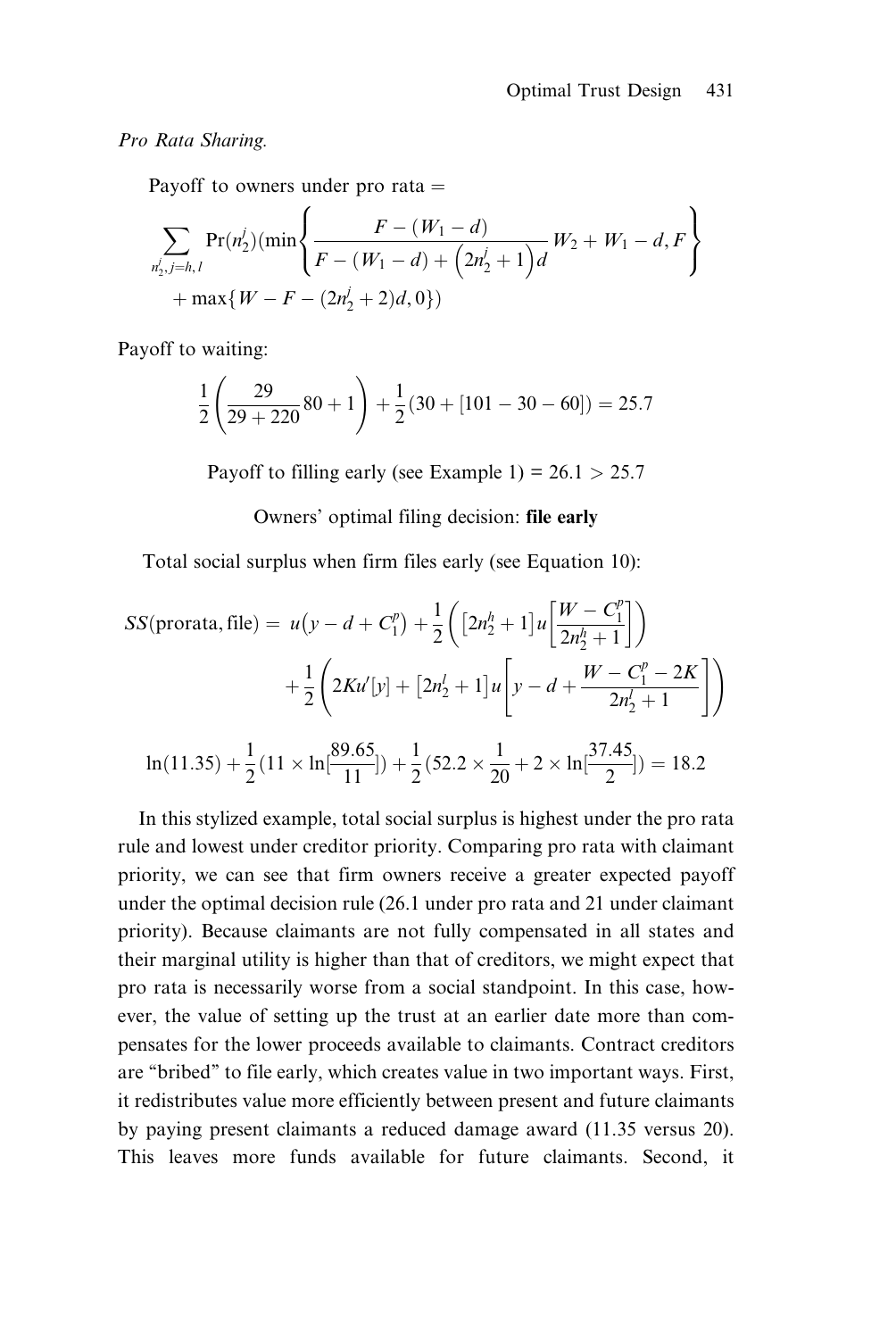*Pro Rata Sharing.*

Payoff to owners under pro rata =

$$\sum_{n_2^j, j=h,l} \Pr(n_2^j)(\min\left\{\frac{F-(W_1-d)}{F-(W_1-d)+\left(2n_2^j+1\right)d}W_2+W_1-d, F\right\}$$
$$+\max\{W-F-(2n_2^j+2)d, 0\})$$

Payoff to waiting:

$$\frac{1}{2}\left(\frac{29}{29+220}80+1\right)+\frac{1}{2}(30+[101-30-60])=25.7$$

Payoff to filling early (see Example 1) = 26.1 > 25.7

Owners' optimal filing decision: **file early**

Total social surplus when firm files early (see Equation 10):

$$SS(\text{prorata, file}) = u\left(y-d+C_1^p\right)+\frac{1}{2}\left(\left[2n_2^h+1\right]u\left[\frac{W-C_1^p}{2n_2^h+1}\right]\right)$$
$$+\frac{1}{2}\left(2Ku'[y]+\left[2n_2^l+1\right]u\left[y-d+\frac{W-C_1^p-2K}{2n_2^l+1}\right]\right)$$

$$\ln(11.35)+\frac{1}{2}(11\times\ln[\frac{89.65}{11}])+\frac{1}{2}(52.2\times\frac{1}{20}+2\times\ln[\frac{37.45}{2}])=18.2$$

In this stylized example, total social surplus is highest under the pro rata rule and lowest under creditor priority. Comparing pro rata with claimant priority, we can see that firm owners receive a greater expected payoff under the optimal decision rule (26.1 under pro rata and 21 under claimant priority). Because claimants are not fully compensated in all states and their marginal utility is higher than that of creditors, we might expect that pro rata is necessarily worse from a social standpoint. In this case, however, the value of setting up the trust at an earlier date more than compensates for the lower proceeds available to claimants. Contract creditors are "bribed" to file early, which creates value in two important ways. First, it redistributes value more efficiently between present and future claimants by paying present claimants a reduced damage award (11.35 versus 20). This leaves more funds available for future claimants. Second, it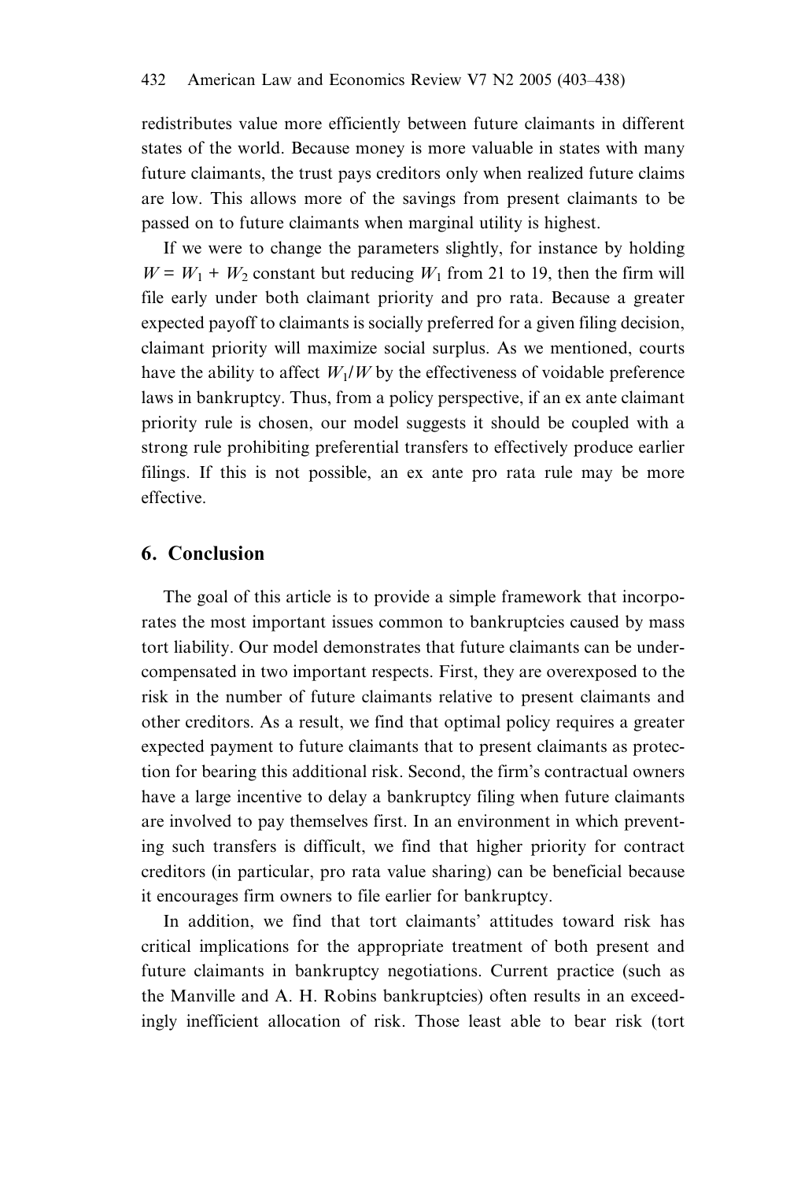redistributes value more efficiently between future claimants in different states of the world. Because money is more valuable in states with many future claimants, the trust pays creditors only when realized future claims are low. This allows more of the savings from present claimants to be passed on to future claimants when marginal utility is highest.

If we were to change the parameters slightly, for instance by holding $W = W_1 + W_2$ constant but reducing $W_1$ from 21 to 19, then the firm will file early under both claimant priority and pro rata. Because a greater expected payoff to claimants is socially preferred for a given filing decision, claimant priority will maximize social surplus. As we mentioned, courts have the ability to affect $W_1/W$ by the effectiveness of voidable preference laws in bankruptcy. Thus, from a policy perspective, if an ex ante claimant priority rule is chosen, our model suggests it should be coupled with a strong rule prohibiting preferential transfers to effectively produce earlier filings. If this is not possible, an ex ante pro rata rule may be more effective.

## 6. Conclusion

The goal of this article is to provide a simple framework that incorporates the most important issues common to bankruptcies caused by mass tort liability. Our model demonstrates that future claimants can be undercompensated in two important respects. First, they are overexposed to the risk in the number of future claimants relative to present claimants and other creditors. As a result, we find that optimal policy requires a greater expected payment to future claimants that to present claimants as protection for bearing this additional risk. Second, the firm's contractual owners have a large incentive to delay a bankruptcy filing when future claimants are involved to pay themselves first. In an environment in which preventing such transfers is difficult, we find that higher priority for contract creditors (in particular, pro rata value sharing) can be beneficial because it encourages firm owners to file earlier for bankruptcy.

In addition, we find that tort claimants' attitudes toward risk has critical implications for the appropriate treatment of both present and future claimants in bankruptcy negotiations. Current practice (such as the Manville and A. H. Robins bankruptcies) often results in an exceedingly inefficient allocation of risk. Those least able to bear risk (tort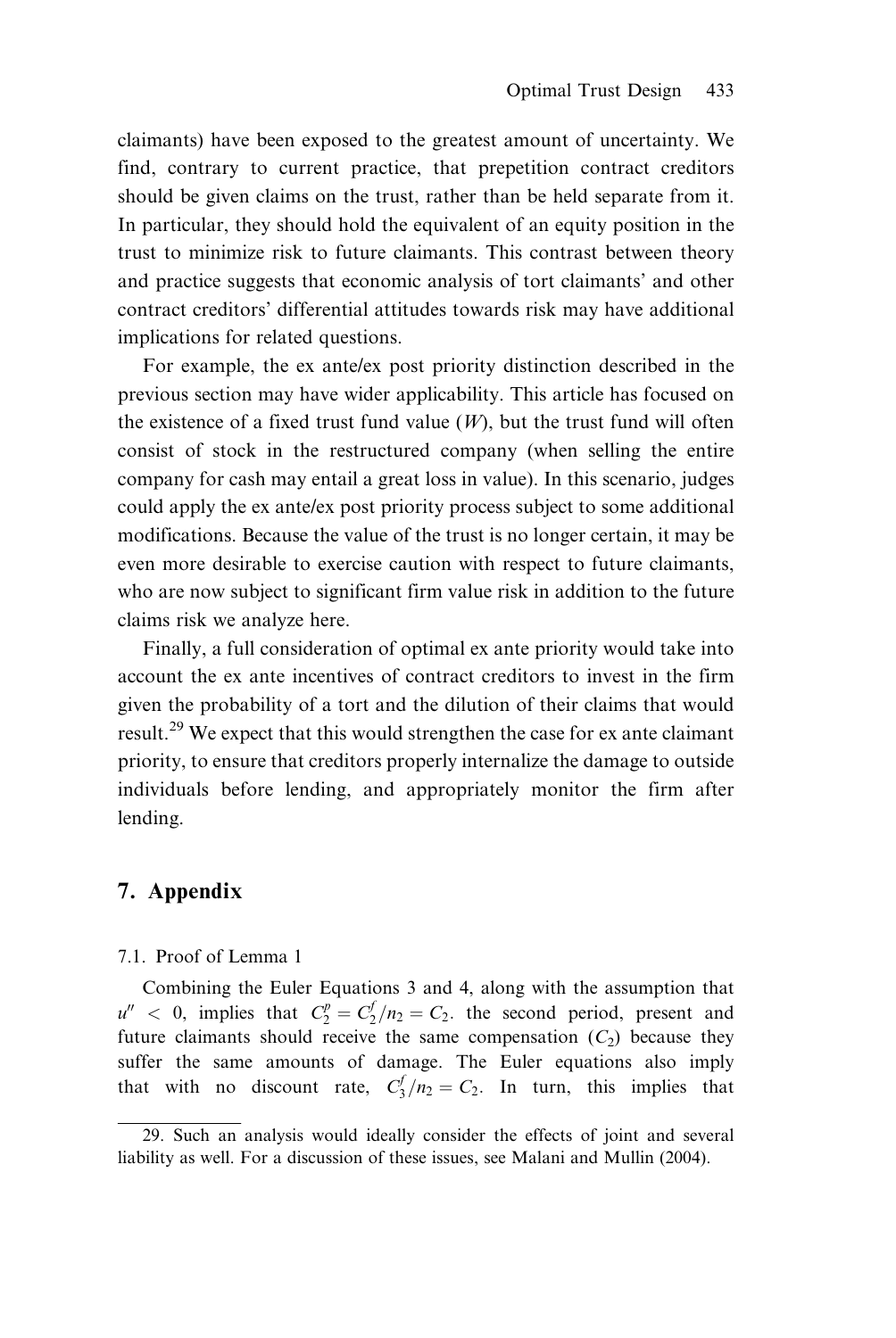claimants) have been exposed to the greatest amount of uncertainty. We find, contrary to current practice, that prepetition contract creditors should be given claims on the trust, rather than be held separate from it. In particular, they should hold the equivalent of an equity position in the trust to minimize risk to future claimants. This contrast between theory and practice suggests that economic analysis of tort claimants' and other contract creditors' differential attitudes towards risk may have additional implications for related questions.

For example, the ex ante/ex post priority distinction described in the previous section may have wider applicability. This article has focused on the existence of a fixed trust fund value ($W$), but the trust fund will often consist of stock in the restructured company (when selling the entire company for cash may entail a great loss in value). In this scenario, judges could apply the ex ante/ex post priority process subject to some additional modifications. Because the value of the trust is no longer certain, it may be even more desirable to exercise caution with respect to future claimants, who are now subject to significant firm value risk in addition to the future claims risk we analyze here.

Finally, a full consideration of optimal ex ante priority would take into account the ex ante incentives of contract creditors to invest in the firm given the probability of a tort and the dilution of their claims that would result.[29] We expect that this would strengthen the case for ex ante claimant priority, to ensure that creditors properly internalize the damage to outside individuals before lending, and appropriately monitor the firm after lending.

## 7. Appendix

### 7.1. Proof of Lemma 1

Combining the Euler Equations 3 and 4, along with the assumption that $u'' < 0$, implies that $C_2^p = C_2^f/n_2 = C_2$. the second period, present and future claimants should receive the same compensation ($C_2$) because they suffer the same amounts of damage. The Euler equations also imply that with no discount rate, $C_3^f/n_2 = C_2$. In turn, this implies that

29. Such an analysis would ideally consider the effects of joint and several liability as well. For a discussion of these issues, see Malani and Mullin (2004).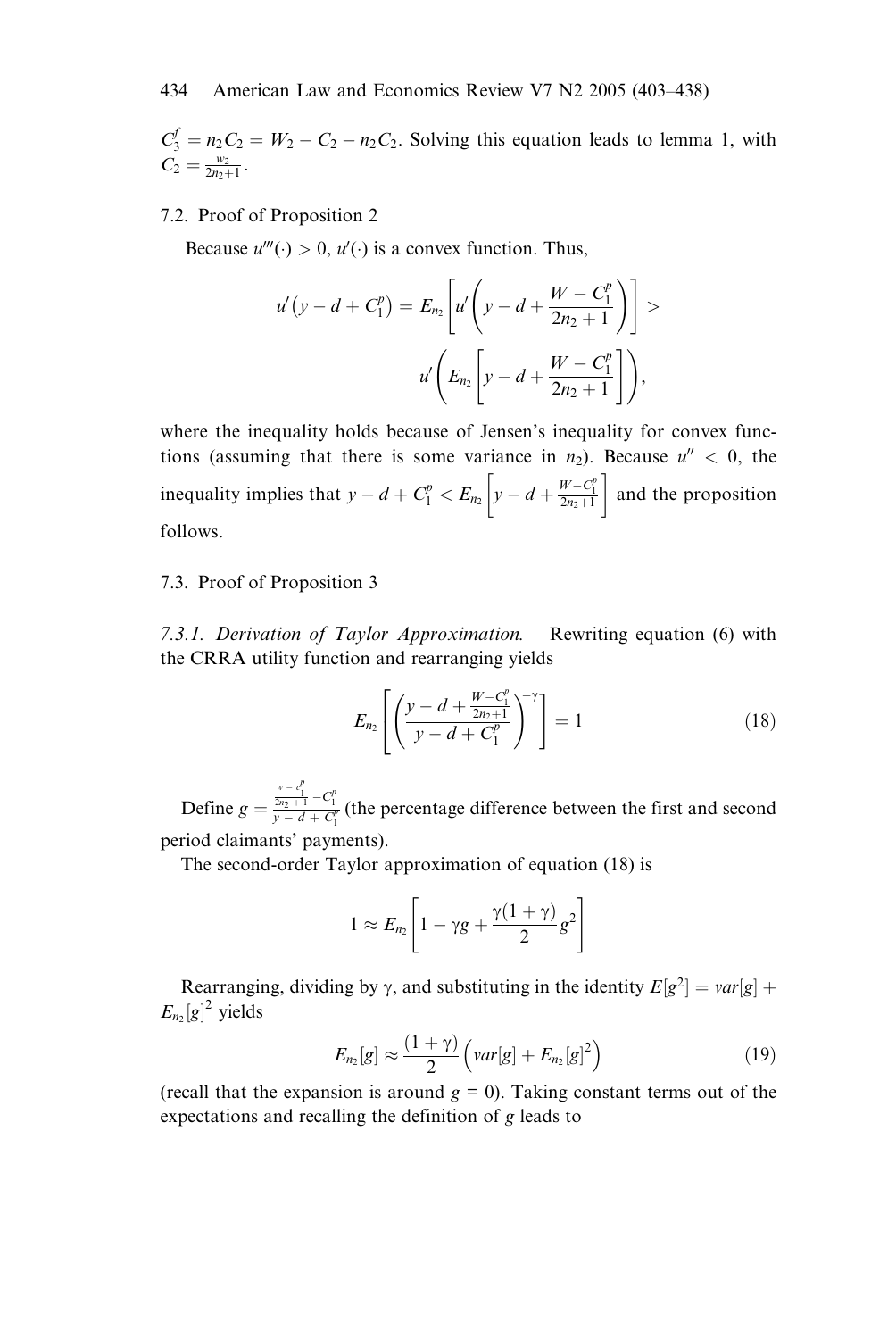$C_3^f = n_2 C_2 = W_2 - C_2 - n_2 C_2$. Solving this equation leads to lemma 1, with $C_2 = \frac{w_2}{2n_2+1}$.

## 7.2. Proof of Proposition 2

Because $u'''(\cdot) > 0$, $u'(\cdot)$ is a convex function. Thus,

$$u'\left(y - d + C_1^p\right) = E_{n_2}\left[u'\left(y - d + \frac{W - C_1^p}{2n_2 + 1}\right)\right] > u'\left(E_{n_2}\left[y - d + \frac{W - C_1^p}{2n_2 + 1}\right]\right),$$

where the inequality holds because of Jensen's inequality for convex functions (assuming that there is some variance in $n_2$). Because $u'' < 0$, the inequality implies that $y - d + C_1^p < E_{n_2}\left[y - d + \frac{W - C_1^p}{2n_2+1}\right]$ and the proposition follows.

## 7.3. Proof of Proposition 3

### 7.3.1. *Derivation of Taylor Approximation.*

Rewriting equation (6) with the CRRA utility function and rearranging yields

$$E_{n_2}\left[\left(\frac{y - d + \frac{W - C_1^p}{2n_2+1}}{y - d + C_1^p}\right)^{-\gamma}\right] = 1 \tag{18}$$

Define $g = \frac{\frac{w - c_1^p}{2n_2+1} - C_1^p}{y - d + C_1^p}$ (the percentage difference between the first and second period claimants' payments).

The second-order Taylor approximation of equation (18) is

$$1 \approx E_{n_2}\left[1 - \gamma g + \frac{\gamma(1+\gamma)}{2}g^2\right]$$

Rearranging, dividing by $\gamma$, and substituting in the identity $E[g^2] = var[g] + E_{n_2}[g]^2$ yields

$$E_{n_2}[g] \approx \frac{(1+\gamma)}{2}\left(var[g] + E_{n_2}[g]^2\right) \tag{19}$$

(recall that the expansion is around $g = 0$). Taking constant terms out of the expectations and recalling the definition of $g$ leads to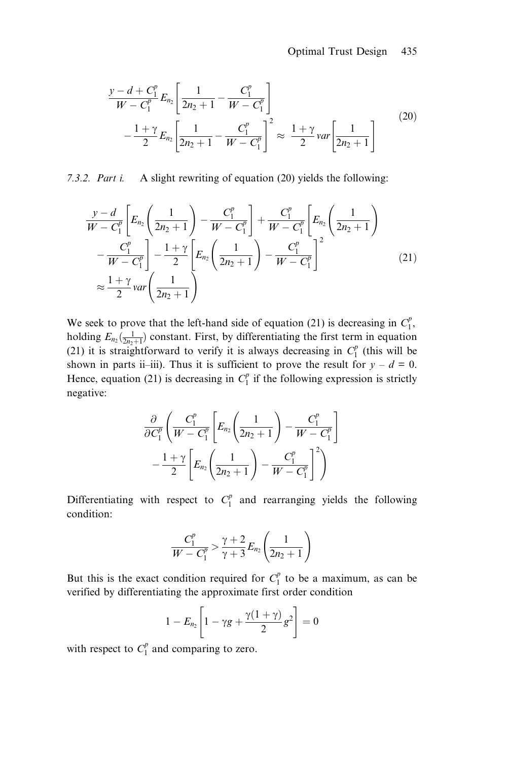$$\frac{y-d+C_1^p}{W-C_1^p} E_{n_2}\left[\frac{1}{2n_2+1}-\frac{C_1^p}{W-C_1^p}\right] - \frac{1+\gamma}{2} E_{n_2}\left[\frac{1}{2n_2+1}-\frac{C_1^p}{W-C_1^p}\right]^2 \approx \frac{1+\gamma}{2} var\left[\frac{1}{2n_2+1}\right] \tag{20}$$

*7.3.2. Part i.* A slight rewriting of equation (20) yields the following:

$$\frac{y-d}{W-C_1^p}\left[E_{n_2}\left(\frac{1}{2n_2+1}\right)-\frac{C_1^p}{W-C_1^p}\right]+\frac{C_1^p}{W-C_1^p}\left[E_{n_2}\left(\frac{1}{2n_2+1}\right) - \frac{C_1^p}{W-C_1^p}\right] - \frac{1+\gamma}{2}\left[E_{n_2}\left(\frac{1}{2n_2+1}\right)-\frac{C_1^p}{W-C_1^p}\right]^2 \approx \frac{1+\gamma}{2} var\left(\frac{1}{2n_2+1}\right) \tag{21}$$

We seek to prove that the left-hand side of equation (21) is decreasing in $C_1^p$, holding $E_{n_2}(\frac{1}{2n_2+1})$ constant. First, by differentiating the first term in equation (21) it is straightforward to verify it is always decreasing in $C_1^p$ (this will be shown in parts ii–iii). Thus it is sufficient to prove the result for $y - d = 0$. Hence, equation (21) is decreasing in $C_1^p$ if the following expression is strictly negative:

$$\frac{\partial}{\partial C_1^p}\left(\frac{C_1^p}{W-C_1^p}\left[E_{n_2}\left(\frac{1}{2n_2+1}\right)-\frac{C_1^p}{W-C_1^p}\right] - \frac{1+\gamma}{2}\left[E_{n_2}\left(\frac{1}{2n_2+1}\right)-\frac{C_1^p}{W-C_1^p}\right]^2\right)$$

Differentiating with respect to $C_1^p$ and rearranging yields the following condition:

$$\frac{C_1^p}{W-C_1^p} > \frac{\gamma+2}{\gamma+3} E_{n_2}\left(\frac{1}{2n_2+1}\right)$$

But this is the exact condition required for $C_1^p$ to be a maximum, as can be verified by differentiating the approximate first order condition

$$1 - E_{n_2}\left[1-\gamma g + \frac{\gamma(1+\gamma)}{2} g^2\right] = 0$$

with respect to $C_1^p$ and comparing to zero.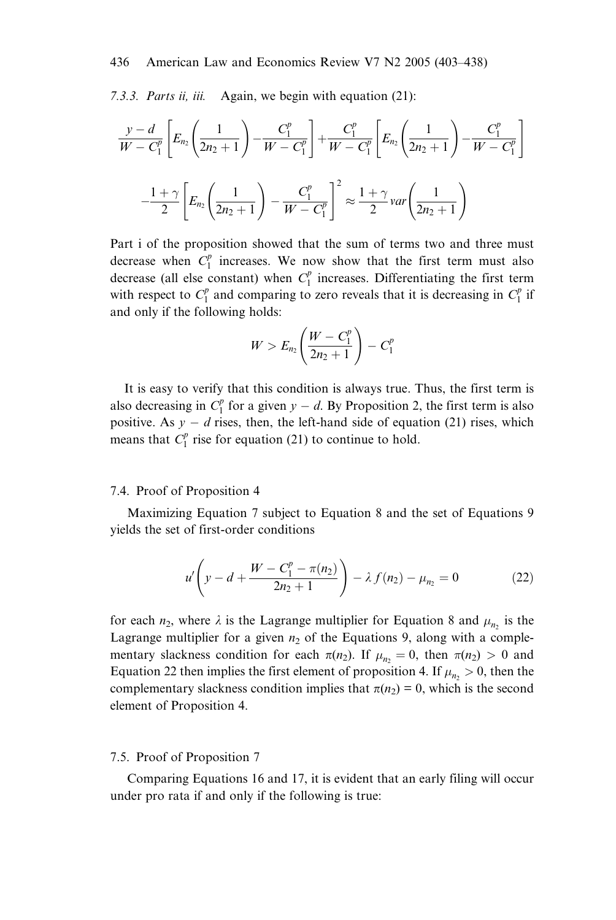*7.3.3. Parts ii, iii.* Again, we begin with equation (21):

$$\frac{y-d}{W-C_1^p}\left[E_{n_2}\left(\frac{1}{2n_2+1}\right)-\frac{C_1^p}{W-C_1^p}\right]+\frac{C_1^p}{W-C_1^p}\left[E_{n_2}\left(\frac{1}{2n_2+1}\right)-\frac{C_1^p}{W-C_1^p}\right]$$

$$-\frac{1+\gamma}{2}\left[E_{n_2}\left(\frac{1}{2n_2+1}\right)-\frac{C_1^p}{W-C_1^p}\right]^2 \approx \frac{1+\gamma}{2}var\left(\frac{1}{2n_2+1}\right)$$

Part i of the proposition showed that the sum of terms two and three must decrease when $C_1^p$ increases. We now show that the first term must also decrease (all else constant) when $C_1^p$ increases. Differentiating the first term with respect to $C_1^p$ and comparing to zero reveals that it is decreasing in $C_1^p$ if and only if the following holds:

$$W > E_{n_2}\left(\frac{W-C_1^p}{2n_2+1}\right) - C_1^p$$

It is easy to verify that this condition is always true. Thus, the first term is also decreasing in $C_1^p$ for a given $y-d$. By Proposition 2, the first term is also positive. As $y-d$ rises, then, the left-hand side of equation (21) rises, which means that $C_1^p$ rise for equation (21) to continue to hold.

### 7.4. Proof of Proposition 4

Maximizing Equation 7 subject to Equation 8 and the set of Equations 9 yields the set of first-order conditions

$$u'\left(y-d+\frac{W-C_1^p-\pi(n_2)}{2n_2+1}\right)-\lambda f(n_2)-\mu_{n_2}=0 \tag{22}$$

for each $n_2$, where $\lambda$ is the Lagrange multiplier for Equation 8 and $\mu_{n_2}$ is the Lagrange multiplier for a given $n_2$ of the Equations 9, along with a complementary slackness condition for each $\pi(n_2)$. If $\mu_{n_2}=0$, then $\pi(n_2)>0$ and Equation 22 then implies the first element of proposition 4. If $\mu_{n_2}>0$, then the complementary slackness condition implies that $\pi(n_2)=0$, which is the second element of Proposition 4.

### 7.5. Proof of Proposition 7

Comparing Equations 16 and 17, it is evident that an early filing will occur under pro rata if and only if the following is true: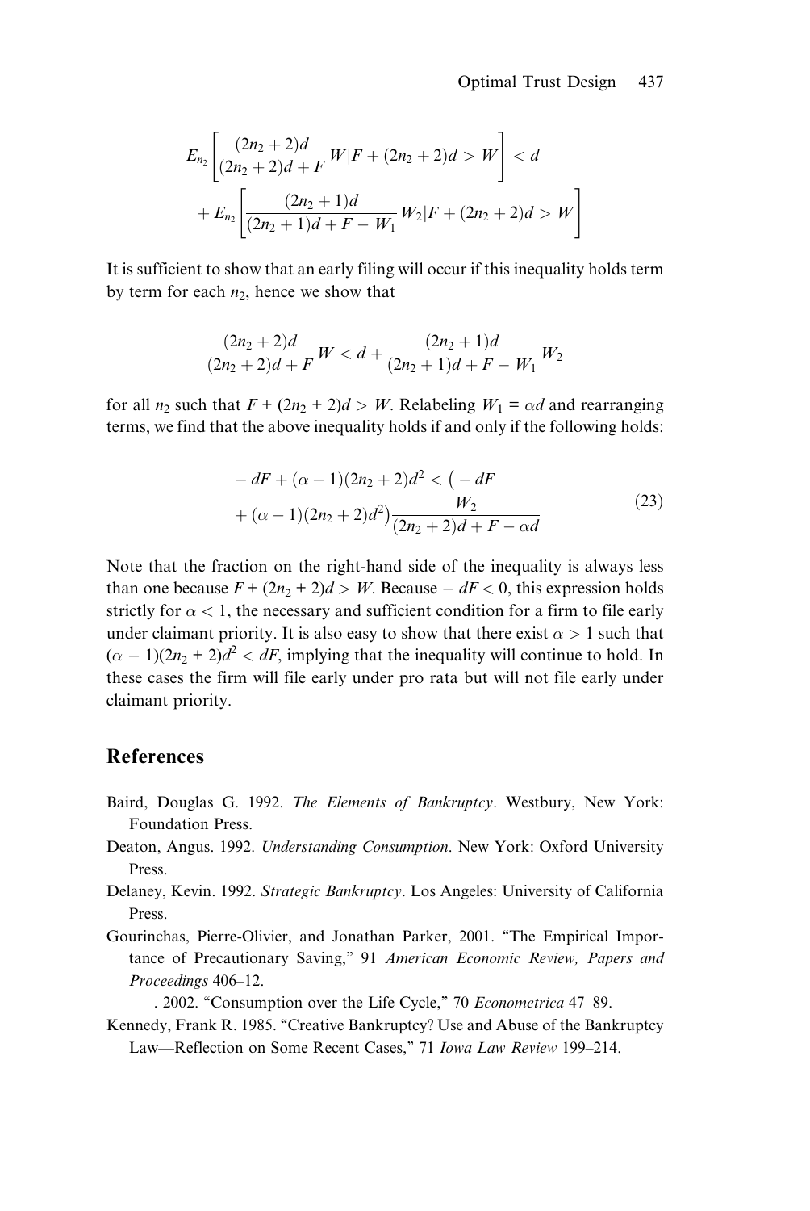$$E_{n_2}\left[\frac{(2n_2+2)d}{(2n_2+2)d+F}W|F+(2n_2+2)d>W\right]<d$$
$$+E_{n_2}\left[\frac{(2n_2+1)d}{(2n_2+1)d+F-W_1}W_2|F+(2n_2+2)d>W\right]$$

It is sufficient to show that an early filing will occur if this inequality holds term by term for each $n_2$, hence we show that

$$\frac{(2n_2+2)d}{(2n_2+2)d+F}W<d+\frac{(2n_2+1)d}{(2n_2+1)d+F-W_1}W_2$$

for all $n_2$ such that $F + (2n_2 + 2)d > W$. Relabeling $W_1 = \alpha d$ and rearranging terms, we find that the above inequality holds if and only if the following holds:

$$-dF+(\alpha-1)(2n_2+2)d^2<\left(-dF+(\alpha-1)(2n_2+2)d^2\right)\frac{W_2}{(2n_2+2)d+F-\alpha d} \tag{23}$$

Note that the fraction on the right-hand side of the inequality is always less than one because $F + (2n_2 + 2)d > W$. Because $-dF < 0$, this expression holds strictly for $\alpha < 1$, the necessary and sufficient condition for a firm to file early under claimant priority. It is also easy to show that there exist $\alpha > 1$ such that $(\alpha - 1)(2n_2 + 2)d^2 < dF$, implying that the inequality will continue to hold. In these cases the firm will file early under pro rata but will not file early under claimant priority.

## References

Baird, Douglas G. 1992. *The Elements of Bankruptcy*. Westbury, New York: Foundation Press.

Deaton, Angus. 1992. *Understanding Consumption*. New York: Oxford University Press.

Delaney, Kevin. 1992. *Strategic Bankruptcy*. Los Angeles: University of California Press.

Gourinchas, Pierre-Olivier, and Jonathan Parker, 2001. "The Empirical Importance of Precautionary Saving," 91 *American Economic Review, Papers and Proceedings* 406–12.

———. 2002. "Consumption over the Life Cycle," 70 *Econometrica* 47–89.

Kennedy, Frank R. 1985. "Creative Bankruptcy? Use and Abuse of the Bankruptcy Law—Reflection on Some Recent Cases," 71 *Iowa Law Review* 199–214.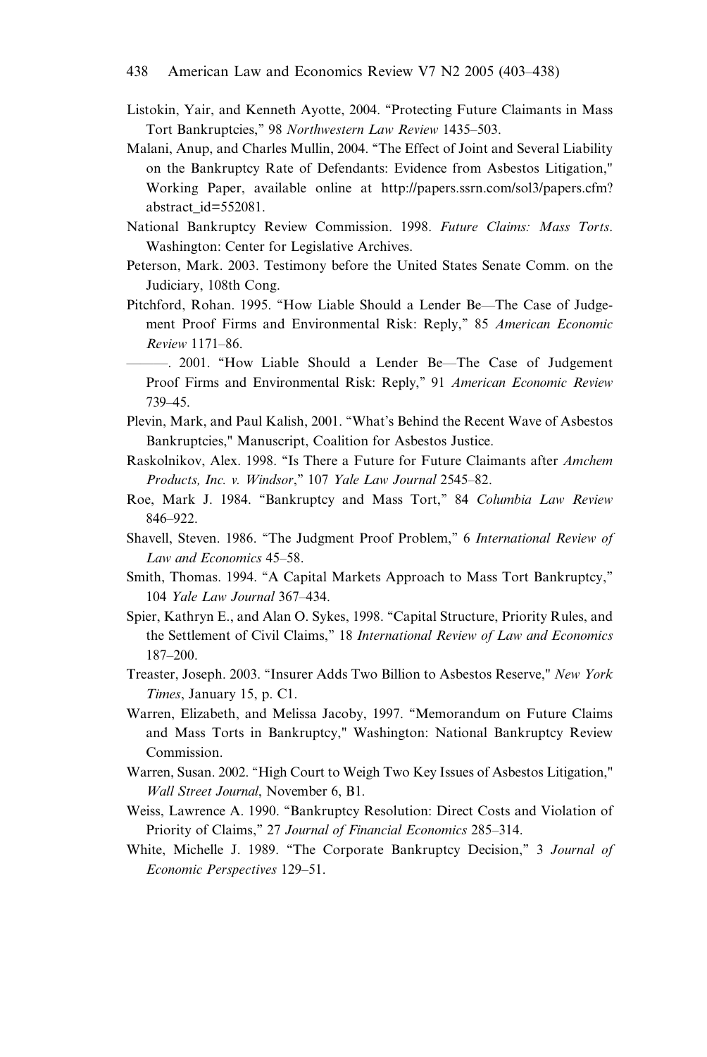Listokin, Yair, and Kenneth Ayotte, 2004. "Protecting Future Claimants in Mass Tort Bankruptcies," 98 *Northwestern Law Review* 1435–503.

Malani, Anup, and Charles Mullin, 2004. "The Effect of Joint and Several Liability on the Bankruptcy Rate of Defendants: Evidence from Asbestos Litigation," Working Paper, available online at http://papers.ssrn.com/sol3/papers.cfm?abstract_id=552081.

National Bankruptcy Review Commission. 1998. *Future Claims: Mass Torts*. Washington: Center for Legislative Archives.

Peterson, Mark. 2003. Testimony before the United States Senate Comm. on the Judiciary, 108th Cong.

Pitchford, Rohan. 1995. "How Liable Should a Lender Be—The Case of Judgement Proof Firms and Environmental Risk: Reply," 85 *American Economic Review* 1171–86.

———. 2001. "How Liable Should a Lender Be—The Case of Judgement Proof Firms and Environmental Risk: Reply," 91 *American Economic Review* 739–45.

Plevin, Mark, and Paul Kalish, 2001. "What's Behind the Recent Wave of Asbestos Bankruptcies," Manuscript, Coalition for Asbestos Justice.

Raskolnikov, Alex. 1998. "Is There a Future for Future Claimants after *Amchem Products, Inc. v. Windsor*," 107 *Yale Law Journal* 2545–82.

Roe, Mark J. 1984. "Bankruptcy and Mass Tort," 84 *Columbia Law Review* 846–922.

Shavell, Steven. 1986. "The Judgment Proof Problem," 6 *International Review of Law and Economics* 45–58.

Smith, Thomas. 1994. "A Capital Markets Approach to Mass Tort Bankruptcy," 104 *Yale Law Journal* 367–434.

Spier, Kathryn E., and Alan O. Sykes, 1998. "Capital Structure, Priority Rules, and the Settlement of Civil Claims," 18 *International Review of Law and Economics* 187–200.

Treaster, Joseph. 2003. "Insurer Adds Two Billion to Asbestos Reserve," *New York Times*, January 15, p. C1.

Warren, Elizabeth, and Melissa Jacoby, 1997. "Memorandum on Future Claims and Mass Torts in Bankruptcy," Washington: National Bankruptcy Review Commission.

Warren, Susan. 2002. "High Court to Weigh Two Key Issues of Asbestos Litigation," *Wall Street Journal*, November 6, B1.

Weiss, Lawrence A. 1990. "Bankruptcy Resolution: Direct Costs and Violation of Priority of Claims," 27 *Journal of Financial Economics* 285–314.

White, Michelle J. 1989. "The Corporate Bankruptcy Decision," 3 *Journal of Economic Perspectives* 129–51.